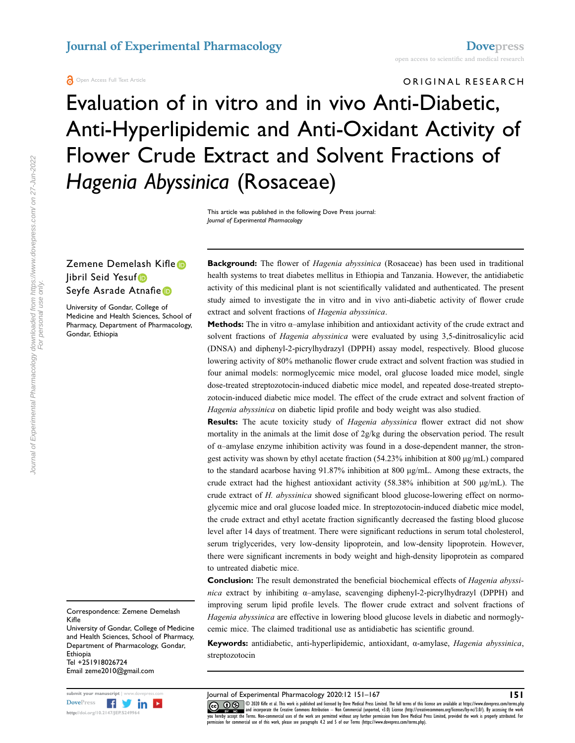ORIGINAL RESEARCH

# Evaluation of in vitro and in vivo Anti-Diabetic, Anti-Hyperlipidemic and Anti-Oxidant Activity of Flower Crude Extract and Solvent Fractions of *Hagenia Abyssinica* (Rosaceae)

This article was published in the following Dove Press journal:
*Journal of Experimental Pharmacology*

Zemene Demelash Kifle
Jibril Seid Yesuf
Seyfe Asrade Atnafie

University of Gondar, College of Medicine and Health Sciences, School of Pharmacy, Department of Pharmacology, Gondar, Ethiopia

**Background:** The flower of *Hagenia abyssinica* (Rosaceae) has been used in traditional health systems to treat diabetes mellitus in Ethiopia and Tanzania. However, the antidiabetic activity of this medicinal plant is not scientifically validated and authenticated. The present study aimed to investigate the in vitro and in vivo anti-diabetic activity of flower crude extract and solvent fractions of *Hagenia abyssinica*.

**Methods:** The in vitro α–amylase inhibition and antioxidant activity of the crude extract and solvent fractions of *Hagenia abyssinica* were evaluated by using 3,5-dinitrosalicylic acid (DNSA) and diphenyl-2-picrylhydrazyl (DPPH) assay model, respectively. Blood glucose lowering activity of 80% methanolic flower crude extract and solvent fraction was studied in four animal models: normoglycemic mice model, oral glucose loaded mice model, single dose-treated streptozotocin-induced diabetic mice model, and repeated dose-treated streptozotocin-induced diabetic mice model. The effect of the crude extract and solvent fraction of *Hagenia abyssinica* on diabetic lipid profile and body weight was also studied.

**Results:** The acute toxicity study of *Hagenia abyssinica* flower extract did not show mortality in the animals at the limit dose of 2g/kg during the observation period. The result of α–amylase enzyme inhibition activity was found in a dose-dependent manner, the strongest activity was shown by ethyl acetate fraction (54.23% inhibition at 800 μg/mL) compared to the standard acarbose having 91.87% inhibition at 800 μg/mL. Among these extracts, the crude extract had the highest antioxidant activity (58.38% inhibition at 500 μg/mL). The crude extract of *H. abyssinica* showed significant blood glucose-lowering effect on normoglycemic mice and oral glucose loaded mice. In streptozotocin-induced diabetic mice model, the crude extract and ethyl acetate fraction significantly decreased the fasting blood glucose level after 14 days of treatment. There were significant reductions in serum total cholesterol, serum triglycerides, very low-density lipoprotein, and low-density lipoprotein. However, there were significant increments in body weight and high-density lipoprotein as compared to untreated diabetic mice.

**Conclusion:** The result demonstrated the beneficial biochemical effects of *Hagenia abyssinica* extract by inhibiting α–amylase, scavenging diphenyl-2-picrylhydrazyl (DPPH) and improving serum lipid profile levels. The flower crude extract and solvent fractions of *Hagenia abyssinica* are effective in lowering blood glucose levels in diabetic and normoglycemic mice. The claimed traditional use as antidiabetic has scientific ground.

**Keywords:** antidiabetic, anti-hyperlipidemic, antioxidant, α-amylase, *Hagenia abyssinica*, streptozotocin

Correspondence: Zemene Demelash Kifle
University of Gondar, College of Medicine and Health Sciences, School of Pharmacy, Department of Pharmacology, Gondar, Ethiopia
Tel +251918026724
Email zeme2010@gmail.com

© 2020 Kifle et al. This work is published and licensed by Dove Medical Press Limited. The full terms of this license are available at https://www.dovepress.com/terms.php and incorporate the Creative Commons Attribution – Non Commercial (unported, v3.0) License (http://creativecommons.org/licenses/by-nc/3.0/). By accessing the work you hereby accept the Terms. Non-commercial uses of the work are permitted without any further permission from Dove Medical Press Limited, provided the work is properly attributed. For permission for commercial use of this work, please see paragraphs 4.2 and 5 of our Terms (https://www.dovepress.com/terms.php).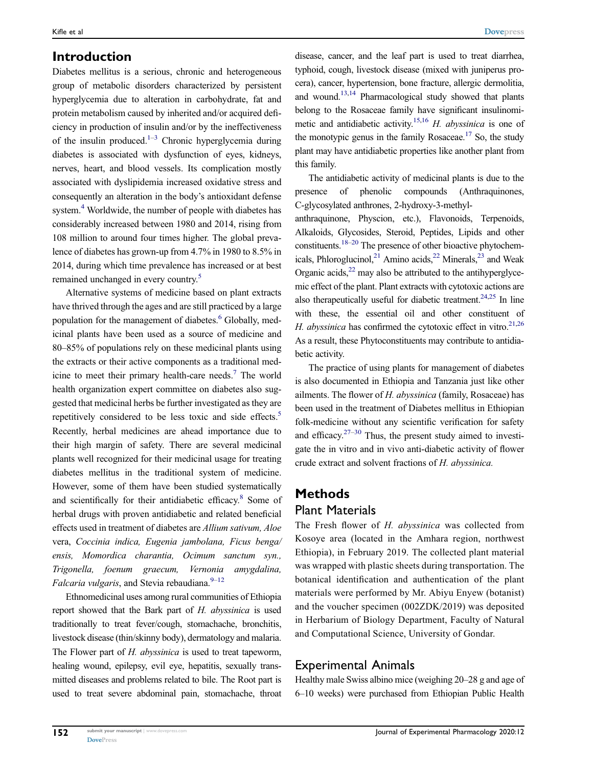## Introduction

Diabetes mellitus is a serious, chronic and heterogeneous group of metabolic disorders characterized by persistent hyperglycemia due to alteration in carbohydrate, fat and protein metabolism caused by inherited and/or acquired deficiency in production of insulin and/or by the ineffectiveness of the insulin produced.[1–3] Chronic hyperglycemia during diabetes is associated with dysfunction of eyes, kidneys, nerves, heart, and blood vessels. Its complication mostly associated with dyslipidemia increased oxidative stress and consequently an alteration in the body's antioxidant defense system.[4] Worldwide, the number of people with diabetes has considerably increased between 1980 and 2014, rising from 108 million to around four times higher. The global prevalence of diabetes has grown-up from 4.7% in 1980 to 8.5% in 2014, during which time prevalence has increased or at best remained unchanged in every country.[5]

Alternative systems of medicine based on plant extracts have thrived through the ages and are still practiced by a large population for the management of diabetes.[6] Globally, medicinal plants have been used as a source of medicine and 80–85% of populations rely on these medicinal plants using the extracts or their active components as a traditional medicine to meet their primary health-care needs.[7] The world health organization expert committee on diabetes also suggested that medicinal herbs be further investigated as they are repetitively considered to be less toxic and side effects.[5] Recently, herbal medicines are ahead importance due to their high margin of safety. There are several medicinal plants well recognized for their medicinal usage for treating diabetes mellitus in the traditional system of medicine. However, some of them have been studied systematically and scientifically for their antidiabetic efficacy.[8] Some of herbal drugs with proven antidiabetic and related beneficial effects used in treatment of diabetes are *Allium sativum, Aloe* vera, *Coccinia indica, Eugenia jambolana, Ficus benga/ensis, Momordica charantia, Ocimum sanctum syn., Trigonella, foenum graecum, Vernonia amygdalina, Falcaria vulgaris*, and Stevia rebaudiana.[9–12]

Ethnomedicinal uses among rural communities of Ethiopia report showed that the Bark part of *H. abyssinica* is used traditionally to treat fever/cough, stomachache, bronchitis, livestock disease (thin/skinny body), dermatology and malaria. The Flower part of *H. abyssinica* is used to treat tapeworm, healing wound, epilepsy, evil eye, hepatitis, sexually transmitted diseases and problems related to bile. The Root part is used to treat severe abdominal pain, stomachache, throat disease, cancer, and the leaf part is used to treat diarrhea, typhoid, cough, livestock disease (mixed with juniperus procera), cancer, hypertension, bone fracture, allergic dermolitia, and wound.[13,14] Pharmacological study showed that plants belong to the Rosaceae family have significant insulinomimetic and antidiabetic activity.[15,16] *H. abyssinica* is one of the monotypic genus in the family Rosaceae.[17] So, the study plant may have antidiabetic properties like another plant from this family.

The antidiabetic activity of medicinal plants is due to the presence of phenolic compounds (Anthraquinones, C-glycosylated anthrones, 2-hydroxy-3-methyl-anthraquinone, Physcion, etc.), Flavonoids, Terpenoids, Alkaloids, Glycosides, Steroid, Peptides, Lipids and other constituents.[18–20] The presence of other bioactive phytochemicals, Phloroglucinol,[21] Amino acids,[22] Minerals,[23] and Weak Organic acids,[22] may also be attributed to the antihyperglycemic effect of the plant. Plant extracts with cytotoxic actions are also therapeutically useful for diabetic treatment.[24,25] In line with these, the essential oil and other constituent of *H. abyssinica* has confirmed the cytotoxic effect in vitro.[21,26] As a result, these Phytoconstituents may contribute to antidiabetic activity.

The practice of using plants for management of diabetes is also documented in Ethiopia and Tanzania just like other ailments. The flower of *H. abyssinica* (family, Rosaceae) has been used in the treatment of Diabetes mellitus in Ethiopian folk-medicine without any scientific verification for safety and efficacy.[27–30] Thus, the present study aimed to investigate the in vitro and in vivo anti-diabetic activity of flower crude extract and solvent fractions of *H. abyssinica.*

## Methods

### Plant Materials

The Fresh flower of *H. abyssinica* was collected from Kosoye area (located in the Amhara region, northwest Ethiopia), in February 2019. The collected plant material was wrapped with plastic sheets during transportation. The botanical identification and authentication of the plant materials were performed by Mr. Abiyu Enyew (botanist) and the voucher specimen (002ZDK/2019) was deposited in Herbarium of Biology Department, Faculty of Natural and Computational Science, University of Gondar.

### Experimental Animals

Healthy male Swiss albino mice (weighing 20–28 g and age of 6–10 weeks) were purchased from Ethiopian Public Health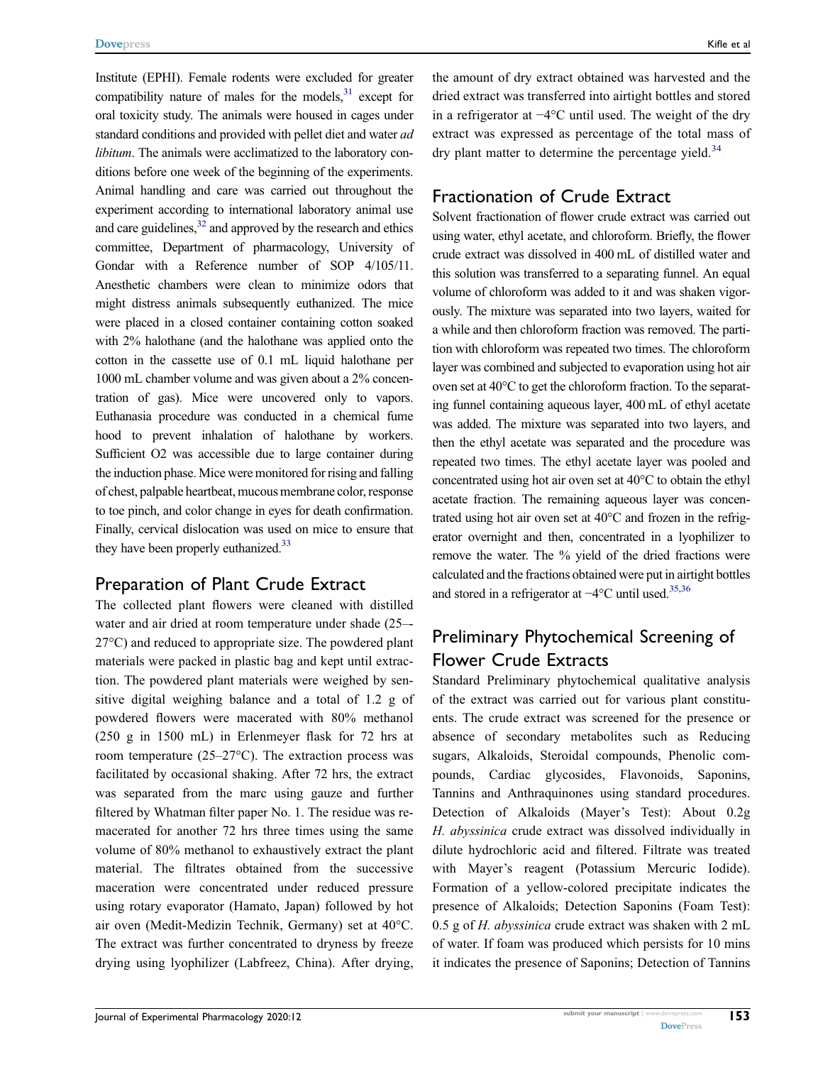Institute (EPHI). Female rodents were excluded for greater compatibility nature of males for the models,[31] except for oral toxicity study. The animals were housed in cages under standard conditions and provided with pellet diet and water *ad libitum*. The animals were acclimatized to the laboratory conditions before one week of the beginning of the experiments. Animal handling and care was carried out throughout the experiment according to international laboratory animal use and care guidelines,[32] and approved by the research and ethics committee, Department of pharmacology, University of Gondar with a Reference number of SOP 4/105/11. Anesthetic chambers were clean to minimize odors that might distress animals subsequently euthanized. The mice were placed in a closed container containing cotton soaked with 2% halothane (and the halothane was applied onto the cotton in the cassette use of 0.1 mL liquid halothane per 1000 mL chamber volume and was given about a 2% concentration of gas). Mice were uncovered only to vapors. Euthanasia procedure was conducted in a chemical fume hood to prevent inhalation of halothane by workers. Sufficient O2 was accessible due to large container during the induction phase. Mice were monitored for rising and falling of chest, palpable heartbeat, mucous membrane color, response to toe pinch, and color change in eyes for death confirmation. Finally, cervical dislocation was used on mice to ensure that they have been properly euthanized.[33]

## Preparation of Plant Crude Extract

The collected plant flowers were cleaned with distilled water and air dried at room temperature under shade (25–-27°C) and reduced to appropriate size. The powdered plant materials were packed in plastic bag and kept until extraction. The powdered plant materials were weighed by sensitive digital weighing balance and a total of 1.2 g of powdered flowers were macerated with 80% methanol (250 g in 1500 mL) in Erlenmeyer flask for 72 hrs at room temperature (25–27°C). The extraction process was facilitated by occasional shaking. After 72 hrs, the extract was separated from the marc using gauze and further filtered by Whatman filter paper No. 1. The residue was re-macerated for another 72 hrs three times using the same volume of 80% methanol to exhaustively extract the plant material. The filtrates obtained from the successive maceration were concentrated under reduced pressure using rotary evaporator (Hamato, Japan) followed by hot air oven (Medit-Medizin Technik, Germany) set at 40°C. The extract was further concentrated to dryness by freeze drying using lyophilizer (Labfreez, China). After drying, the amount of dry extract obtained was harvested and the dried extract was transferred into airtight bottles and stored in a refrigerator at −4°C until used. The weight of the dry extract was expressed as percentage of the total mass of dry plant matter to determine the percentage yield.[34]

## Fractionation of Crude Extract

Solvent fractionation of flower crude extract was carried out using water, ethyl acetate, and chloroform. Briefly, the flower crude extract was dissolved in 400 mL of distilled water and this solution was transferred to a separating funnel. An equal volume of chloroform was added to it and was shaken vigorously. The mixture was separated into two layers, waited for a while and then chloroform fraction was removed. The partition with chloroform was repeated two times. The chloroform layer was combined and subjected to evaporation using hot air oven set at 40°C to get the chloroform fraction. To the separating funnel containing aqueous layer, 400 mL of ethyl acetate was added. The mixture was separated into two layers, and then the ethyl acetate was separated and the procedure was repeated two times. The ethyl acetate layer was pooled and concentrated using hot air oven set at 40°C to obtain the ethyl acetate fraction. The remaining aqueous layer was concentrated using hot air oven set at 40°C and frozen in the refrigerator overnight and then, concentrated in a lyophilizer to remove the water. The % yield of the dried fractions were calculated and the fractions obtained were put in airtight bottles and stored in a refrigerator at −4°C until used.[35,36]

## Preliminary Phytochemical Screening of Flower Crude Extracts

Standard Preliminary phytochemical qualitative analysis of the extract was carried out for various plant constituents. The crude extract was screened for the presence or absence of secondary metabolites such as Reducing sugars, Alkaloids, Steroidal compounds, Phenolic compounds, Cardiac glycosides, Flavonoids, Saponins, Tannins and Anthraquinones using standard procedures. Detection of Alkaloids (Mayer's Test): About 0.2g *H. abyssinica* crude extract was dissolved individually in dilute hydrochloric acid and filtered. Filtrate was treated with Mayer's reagent (Potassium Mercuric Iodide). Formation of a yellow-colored precipitate indicates the presence of Alkaloids; Detection Saponins (Foam Test): 0.5 g of *H. abyssinica* crude extract was shaken with 2 mL of water. If foam was produced which persists for 10 mins it indicates the presence of Saponins; Detection of Tannins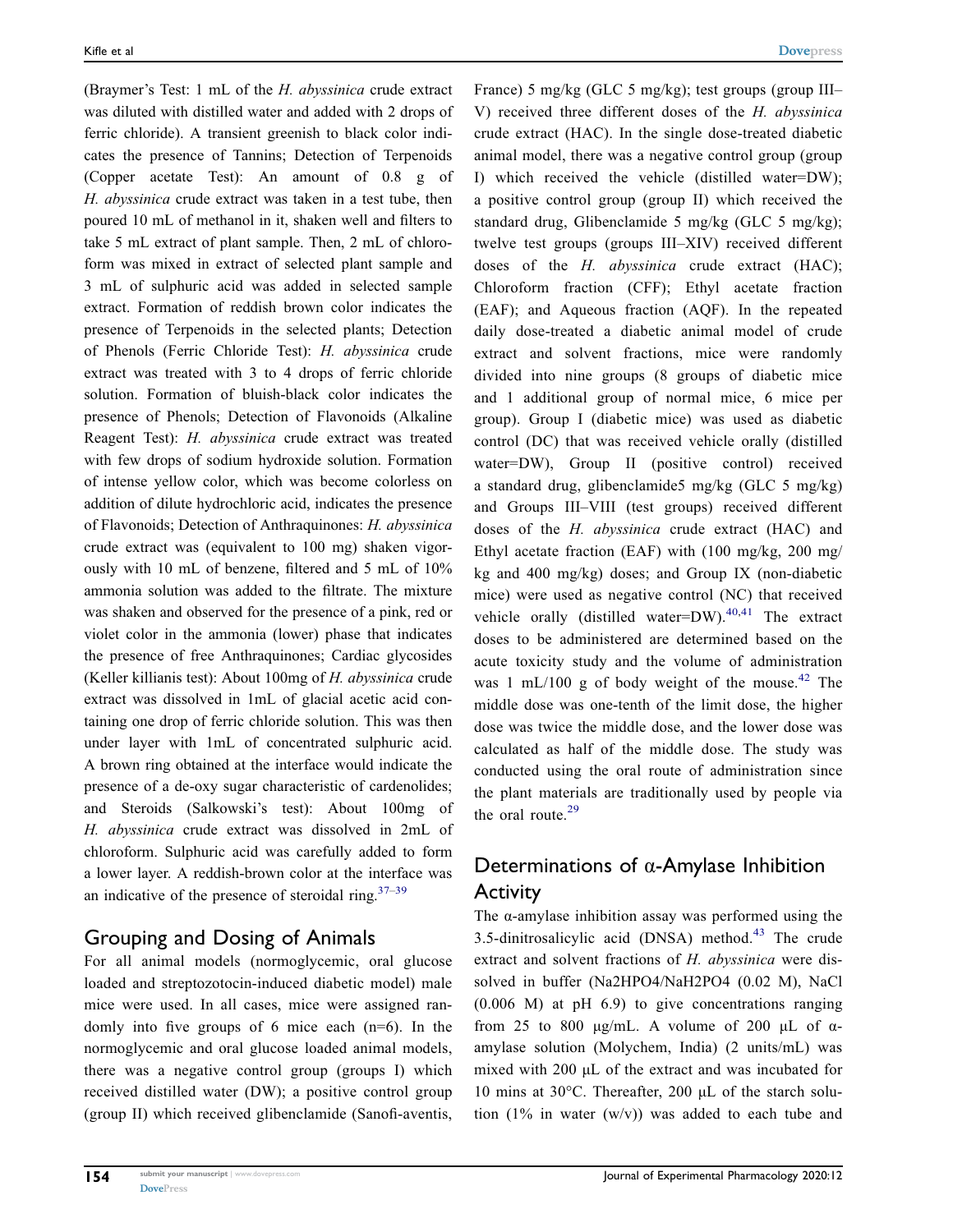(Braymer's Test: 1 mL of the *H. abyssinica* crude extract was diluted with distilled water and added with 2 drops of ferric chloride). A transient greenish to black color indicates the presence of Tannins; Detection of Terpenoids (Copper acetate Test): An amount of 0.8 g of *H. abyssinica* crude extract was taken in a test tube, then poured 10 mL of methanol in it, shaken well and filters to take 5 mL extract of plant sample. Then, 2 mL of chloroform was mixed in extract of selected plant sample and 3 mL of sulphuric acid was added in selected sample extract. Formation of reddish brown color indicates the presence of Terpenoids in the selected plants; Detection of Phenols (Ferric Chloride Test): *H. abyssinica* crude extract was treated with 3 to 4 drops of ferric chloride solution. Formation of bluish-black color indicates the presence of Phenols; Detection of Flavonoids (Alkaline Reagent Test): *H. abyssinica* crude extract was treated with few drops of sodium hydroxide solution. Formation of intense yellow color, which was become colorless on addition of dilute hydrochloric acid, indicates the presence of Flavonoids; Detection of Anthraquinones: *H. abyssinica* crude extract was (equivalent to 100 mg) shaken vigorously with 10 mL of benzene, filtered and 5 mL of 10% ammonia solution was added to the filtrate. The mixture was shaken and observed for the presence of a pink, red or violet color in the ammonia (lower) phase that indicates the presence of free Anthraquinones; Cardiac glycosides (Keller killianis test): About 100mg of *H. abyssinica* crude extract was dissolved in 1mL of glacial acetic acid containing one drop of ferric chloride solution. This was then under layer with 1mL of concentrated sulphuric acid. A brown ring obtained at the interface would indicate the presence of a de-oxy sugar characteristic of cardenolides; and Steroids (Salkowski's test): About 100mg of *H. abyssinica* crude extract was dissolved in 2mL of chloroform. Sulphuric acid was carefully added to form a lower layer. A reddish-brown color at the interface was an indicative of the presence of steroidal ring.[37–39]

## Grouping and Dosing of Animals

For all animal models (normoglycemic, oral glucose loaded and streptozotocin-induced diabetic model) male mice were used. In all cases, mice were assigned randomly into five groups of 6 mice each (n=6). In the normoglycemic and oral glucose loaded animal models, there was a negative control group (groups I) which received distilled water (DW); a positive control group (group II) which received glibenclamide (Sanofi-aventis, France) 5 mg/kg (GLC 5 mg/kg); test groups (group III–V) received three different doses of the *H. abyssinica* crude extract (HAC). In the single dose-treated diabetic animal model, there was a negative control group (group I) which received the vehicle (distilled water=DW); a positive control group (group II) which received the standard drug, Glibenclamide 5 mg/kg (GLC 5 mg/kg); twelve test groups (groups III–XIV) received different doses of the *H. abyssinica* crude extract (HAC); Chloroform fraction (CFF); Ethyl acetate fraction (EAF); and Aqueous fraction (AQF). In the repeated daily dose-treated a diabetic animal model of crude extract and solvent fractions, mice were randomly divided into nine groups (8 groups of diabetic mice and 1 additional group of normal mice, 6 mice per group). Group I (diabetic mice) was used as diabetic control (DC) that was received vehicle orally (distilled water=DW), Group II (positive control) received a standard drug, glibenclamide5 mg/kg (GLC 5 mg/kg) and Groups III–VIII (test groups) received different doses of the *H. abyssinica* crude extract (HAC) and Ethyl acetate fraction (EAF) with (100 mg/kg, 200 mg/kg and 400 mg/kg) doses; and Group IX (non-diabetic mice) were used as negative control (NC) that received vehicle orally (distilled water=DW).[40,41] The extract doses to be administered are determined based on the acute toxicity study and the volume of administration was 1 mL/100 g of body weight of the mouse.[42] The middle dose was one-tenth of the limit dose, the higher dose was twice the middle dose, and the lower dose was calculated as half of the middle dose. The study was conducted using the oral route of administration since the plant materials are traditionally used by people via the oral route.[29]

## Determinations of α-Amylase Inhibition Activity

The α-amylase inhibition assay was performed using the 3.5-dinitrosalicylic acid (DNSA) method.[43] The crude extract and solvent fractions of *H. abyssinica* were dissolved in buffer ($Na_2HPO_4$/$NaH_2PO_4$ (0.02 M), NaCl (0.006 M) at pH 6.9) to give concentrations ranging from 25 to 800 μg/mL. A volume of 200 μL of α-amylase solution (Molychem, India) (2 units/mL) was mixed with 200 μL of the extract and was incubated for 10 mins at 30°C. Thereafter, 200 μL of the starch solution (1% in water (w/v)) was added to each tube and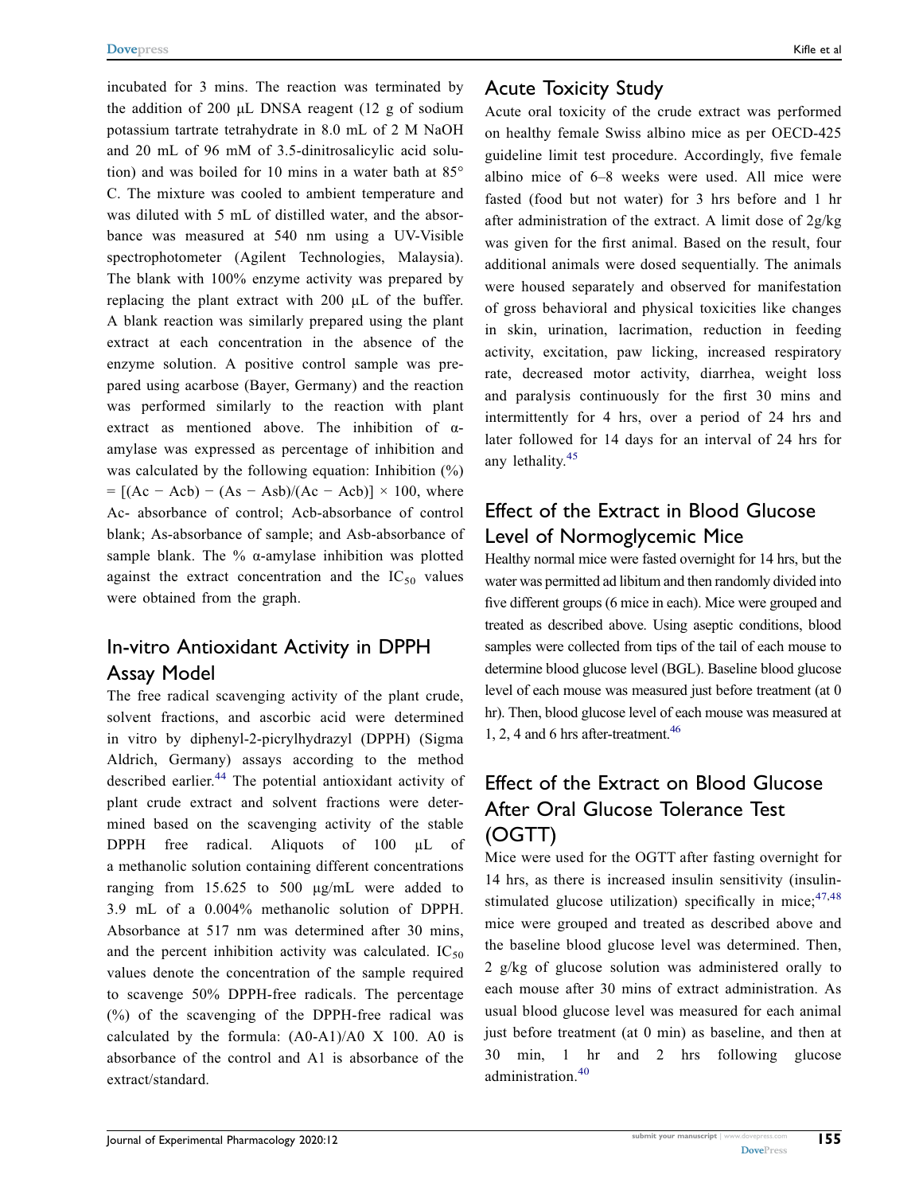incubated for 3 mins. The reaction was terminated by the addition of 200 μL DNSA reagent (12 g of sodium potassium tartrate tetrahydrate in 8.0 mL of 2 M NaOH and 20 mL of 96 mM of 3.5-dinitrosalicylic acid solution) and was boiled for 10 mins in a water bath at 85° C. The mixture was cooled to ambient temperature and was diluted with 5 mL of distilled water, and the absorbance was measured at 540 nm using a UV-Visible spectrophotometer (Agilent Technologies, Malaysia). The blank with 100% enzyme activity was prepared by replacing the plant extract with 200 μL of the buffer. A blank reaction was similarly prepared using the plant extract at each concentration in the absence of the enzyme solution. A positive control sample was prepared using acarbose (Bayer, Germany) and the reaction was performed similarly to the reaction with plant extract as mentioned above. The inhibition of α-amylase was expressed as percentage of inhibition and was calculated by the following equation: Inhibition (%) = [(Ac − Acb) − (As − Asb)/(Ac − Acb)] × 100, where Ac- absorbance of control; Acb-absorbance of control blank; As-absorbance of sample; and Asb-absorbance of sample blank. The % α-amylase inhibition was plotted against the extract concentration and the $IC_{50}$ values were obtained from the graph.

## In-vitro Antioxidant Activity in DPPH Assay Model

The free radical scavenging activity of the plant crude, solvent fractions, and ascorbic acid were determined in vitro by diphenyl-2-picrylhydrazyl (DPPH) (Sigma Aldrich, Germany) assays according to the method described earlier.[44] The potential antioxidant activity of plant crude extract and solvent fractions were determined based on the scavenging activity of the stable DPPH free radical. Aliquots of 100 μL of a methanolic solution containing different concentrations ranging from 15.625 to 500 μg/mL were added to 3.9 mL of a 0.004% methanolic solution of DPPH. Absorbance at 517 nm was determined after 30 mins, and the percent inhibition activity was calculated. $IC_{50}$ values denote the concentration of the sample required to scavenge 50% DPPH-free radicals. The percentage (%) of the scavenging of the DPPH-free radical was calculated by the formula: (A0-A1)/A0 X 100. A0 is absorbance of the control and A1 is absorbance of the extract/standard.

## Acute Toxicity Study

Acute oral toxicity of the crude extract was performed on healthy female Swiss albino mice as per OECD-425 guideline limit test procedure. Accordingly, five female albino mice of 6–8 weeks were used. All mice were fasted (food but not water) for 3 hrs before and 1 hr after administration of the extract. A limit dose of 2g/kg was given for the first animal. Based on the result, four additional animals were dosed sequentially. The animals were housed separately and observed for manifestation of gross behavioral and physical toxicities like changes in skin, urination, lacrimation, reduction in feeding activity, excitation, paw licking, increased respiratory rate, decreased motor activity, diarrhea, weight loss and paralysis continuously for the first 30 mins and intermittently for 4 hrs, over a period of 24 hrs and later followed for 14 days for an interval of 24 hrs for any lethality.[45]

## Effect of the Extract in Blood Glucose Level of Normoglycemic Mice

Healthy normal mice were fasted overnight for 14 hrs, but the water was permitted ad libitum and then randomly divided into five different groups (6 mice in each). Mice were grouped and treated as described above. Using aseptic conditions, blood samples were collected from tips of the tail of each mouse to determine blood glucose level (BGL). Baseline blood glucose level of each mouse was measured just before treatment (at 0 hr). Then, blood glucose level of each mouse was measured at 1, 2, 4 and 6 hrs after-treatment.[46]

## Effect of the Extract on Blood Glucose After Oral Glucose Tolerance Test (OGTT)

Mice were used for the OGTT after fasting overnight for 14 hrs, as there is increased insulin sensitivity (insulin-stimulated glucose utilization) specifically in mice;[47,48] mice were grouped and treated as described above and the baseline blood glucose level was determined. Then, 2 g/kg of glucose solution was administered orally to each mouse after 30 mins of extract administration. As usual blood glucose level was measured for each animal just before treatment (at 0 min) as baseline, and then at 30 min, 1 hr and 2 hrs following glucose administration.[40]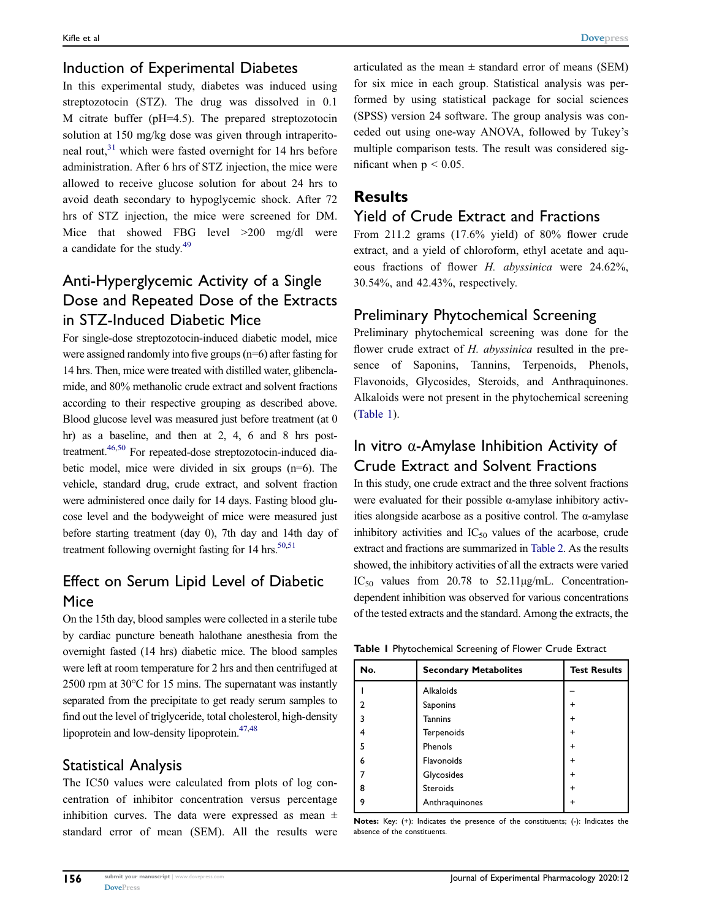## Induction of Experimental Diabetes

In this experimental study, diabetes was induced using streptozotocin (STZ). The drug was dissolved in 0.1 M citrate buffer (pH=4.5). The prepared streptozotocin solution at 150 mg/kg dose was given through intraperitoneal rout,[31] which were fasted overnight for 14 hrs before administration. After 6 hrs of STZ injection, the mice were allowed to receive glucose solution for about 24 hrs to avoid death secondary to hypoglycemic shock. After 72 hrs of STZ injection, the mice were screened for DM. Mice that showed FBG level >200 mg/dl were a candidate for the study.[49]

## Anti-Hyperglycemic Activity of a Single Dose and Repeated Dose of the Extracts in STZ-Induced Diabetic Mice

For single-dose streptozotocin-induced diabetic model, mice were assigned randomly into five groups (n=6) after fasting for 14 hrs. Then, mice were treated with distilled water, glibenclamide, and 80% methanolic crude extract and solvent fractions according to their respective grouping as described above. Blood glucose level was measured just before treatment (at 0 hr) as a baseline, and then at 2, 4, 6 and 8 hrs post-treatment.[46,50] For repeated-dose streptozotocin-induced diabetic model, mice were divided in six groups (n=6). The vehicle, standard drug, crude extract, and solvent fraction were administered once daily for 14 days. Fasting blood glucose level and the bodyweight of mice were measured just before starting treatment (day 0), 7th day and 14th day of treatment following overnight fasting for 14 hrs.[50,51]

## Effect on Serum Lipid Level of Diabetic Mice

On the 15th day, blood samples were collected in a sterile tube by cardiac puncture beneath halothane anesthesia from the overnight fasted (14 hrs) diabetic mice. The blood samples were left at room temperature for 2 hrs and then centrifuged at 2500 rpm at 30°C for 15 mins. The supernatant was instantly separated from the precipitate to get ready serum samples to find out the level of triglyceride, total cholesterol, high-density lipoprotein and low-density lipoprotein.[47,48]

## Statistical Analysis

The IC50 values were calculated from plots of log concentration of inhibitor concentration versus percentage inhibition curves. The data were expressed as mean ± standard error of mean (SEM). All the results were articulated as the mean ± standard error of means (SEM) for six mice in each group. Statistical analysis was performed by using statistical package for social sciences (SPSS) version 24 software. The group analysis was conceded out using one-way ANOVA, followed by Tukey's multiple comparison tests. The result was considered significant when $p < 0.05$.

# Results

## Yield of Crude Extract and Fractions

From 211.2 grams (17.6% yield) of 80% flower crude extract, and a yield of chloroform, ethyl acetate and aqueous fractions of flower *H. abyssinica* were 24.62%, 30.54%, and 42.43%, respectively.

## Preliminary Phytochemical Screening

Preliminary phytochemical screening was done for the flower crude extract of *H. abyssinica* resulted in the presence of Saponins, Tannins, Terpenoids, Phenols, Flavonoids, Glycosides, Steroids, and Anthraquinones. Alkaloids were not present in the phytochemical screening (Table 1).

## In vitro α-Amylase Inhibition Activity of Crude Extract and Solvent Fractions

In this study, one crude extract and the three solvent fractions were evaluated for their possible α-amylase inhibitory activities alongside acarbose as a positive control. The α-amylase inhibitory activities and $IC_{50}$ values of the acarbose, crude extract and fractions are summarized in Table 2. As the results showed, the inhibitory activities of all the extracts were varied $IC_{50}$ values from 20.78 to 52.11µg/mL. Concentration-dependent inhibition was observed for various concentrations of the tested extracts and the standard. Among the extracts, the

**Table 1** Phytochemical Screening of Flower Crude Extract

| No. | Secondary Metabolites | Test Results |
|---|---|---|
| 1 | Alkaloids | – |
| 2 | Saponins | + |
| 3 | Tannins | + |
| 4 | Terpenoids | + |
| 5 | Phenols | + |
| 6 | Flavonoids | + |
| 7 | Glycosides | + |
| 8 | Steroids | + |
| 9 | Anthraquinones | + |

**Notes:** Key: (+): Indicates the presence of the constituents; (-): Indicates the absence of the constituents.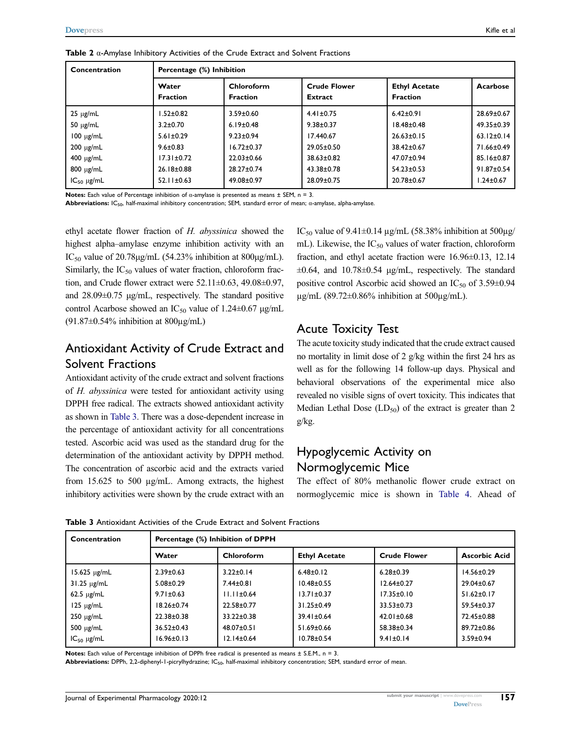**Table 2** α-Amylase Inhibitory Activities of the Crude Extract and Solvent Fractions

| Concentration | Percentage (%) Inhibition | | | | |
|---|---|---|---|---|---|
| | **Water Fraction** | **Chloroform Fraction** | **Crude Flower Extract** | **Ethyl Acetate Fraction** | **Acarbose** |
| 25 μg/mL | 1.52±0.82 | 3.59±0.60 | 4.41±0.75 | 6.42±0.91 | 28.69±0.67 |
| 50 μg/mL | 3.2±0.70 | 6.19±0.48 | 9.38±0.37 | 18.48±0.48 | 49.35±0.39 |
| 100 μg/mL | 5.61±0.29 | 9.23±0.94 | 17.440.67 | 26.63±0.15 | 63.12±0.14 |
| 200 μg/mL | 9.6±0.83 | 16.72±0.37 | 29.05±0.50 | 38.42±0.67 | 71.66±0.49 |
| 400 μg/mL | 17.31±0.72 | 22.03±0.66 | 38.63±0.82 | 47.07±0.94 | 85.16±0.87 |
| 800 μg/mL | 26.18±0.88 | 28.27±0.74 | 43.38±0.78 | 54.23±0.53 | 91.87±0.54 |
| $IC_{50}$ μg/mL | 52.11±0.63 | 49.08±0.97 | 28.09±0.75 | 20.78±0.67 | 1.24±0.67 |

**Notes:** Each value of Percentage inhibition of α-amylase is presented as means ± SEM, n = 3.
**Abbreviations:** $IC_{50}$, half-maximal inhibitory concentration; SEM, standard error of mean; α-amylase, alpha-amylase.

ethyl acetate flower fraction of *H. abyssinica* showed the highest alpha–amylase enzyme inhibition activity with an $IC_{50}$ value of 20.78μg/mL (54.23% inhibition at 800μg/mL). Similarly, the $IC_{50}$ values of water fraction, chloroform fraction, and Crude flower extract were 52.11±0.63, 49.08±0.97, and 28.09±0.75 μg/mL, respectively. The standard positive control Acarbose showed an $IC_{50}$ value of 1.24±0.67 μg/mL (91.87±0.54% inhibition at 800μg/mL)

## Antioxidant Activity of Crude Extract and Solvent Fractions

Antioxidant activity of the crude extract and solvent fractions of *H. abyssinica* were tested for antioxidant activity using DPPH free radical. The extracts showed antioxidant activity as shown in Table 3. There was a dose-dependent increase in the percentage of antioxidant activity for all concentrations tested. Ascorbic acid was used as the standard drug for the determination of the antioxidant activity by DPPH method. The concentration of ascorbic acid and the extracts varied from 15.625 to 500 μg/mL. Among extracts, the highest inhibitory activities were shown by the crude extract with an $IC_{50}$ value of 9.41±0.14 μg/mL (58.38% inhibition at 500μg/mL). Likewise, the $IC_{50}$ values of water fraction, chloroform fraction, and ethyl acetate fraction were 16.96±0.13, 12.14 ±0.64, and 10.78±0.54 μg/mL, respectively. The standard positive control Ascorbic acid showed an $IC_{50}$ of 3.59±0.94 μg/mL (89.72±0.86% inhibition at 500μg/mL).

## Acute Toxicity Test

The acute toxicity study indicated that the crude extract caused no mortality in limit dose of 2 g/kg within the first 24 hrs as well as for the following 14 follow-up days. Physical and behavioral observations of the experimental mice also revealed no visible signs of overt toxicity. This indicates that Median Lethal Dose ($LD_{50}$) of the extract is greater than 2 g/kg.

## Hypoglycemic Activity on Normoglycemic Mice

The effect of 80% methanolic flower crude extract on normoglycemic mice is shown in Table 4. Ahead of

**Table 3** Antioxidant Activities of the Crude Extract and Solvent Fractions

| Concentration | Percentage (%) Inhibition of DPPH | | | | |
|---|---|---|---|---|---|
| | **Water** | **Chloroform** | **Ethyl Acetate** | **Crude Flower** | **Ascorbic Acid** |
| 15.625 μg/mL | 2.39±0.63 | 3.22±0.14 | 6.48±0.12 | 6.28±0.39 | 14.56±0.29 |
| 31.25 μg/mL | 5.08±0.29 | 7.44±0.81 | 10.48±0.55 | 12.64±0.27 | 29.04±0.67 |
| 62.5 μg/mL | 9.71±0.63 | 11.11±0.64 | 13.71±0.37 | 17.35±0.10 | 51.62±0.17 |
| 125 μg/mL | 18.26±0.74 | 22.58±0.77 | 31.25±0.49 | 33.53±0.73 | 59.54±0.37 |
| 250 μg/mL | 22.38±0.38 | 33.22±0.38 | 39.41±0.64 | 42.01±0.68 | 72.45±0.88 |
| 500 μg/mL | 36.52±0.43 | 48.07±0.51 | 51.69±0.66 | 58.38±0.34 | 89.72±0.86 |
| $IC_{50}$ μg/mL | 16.96±0.13 | 12.14±0.64 | 10.78±0.54 | 9.41±0.14 | 3.59±0.94 |

**Notes:** Each value of Percentage inhibition of DPPh free radical is presented as means ± S.E.M., n = 3.
**Abbreviations:** DPPh, 2,2-diphenyl-1-picrylhydrazine; $IC_{50}$, half-maximal inhibitory concentration; SEM, standard error of mean.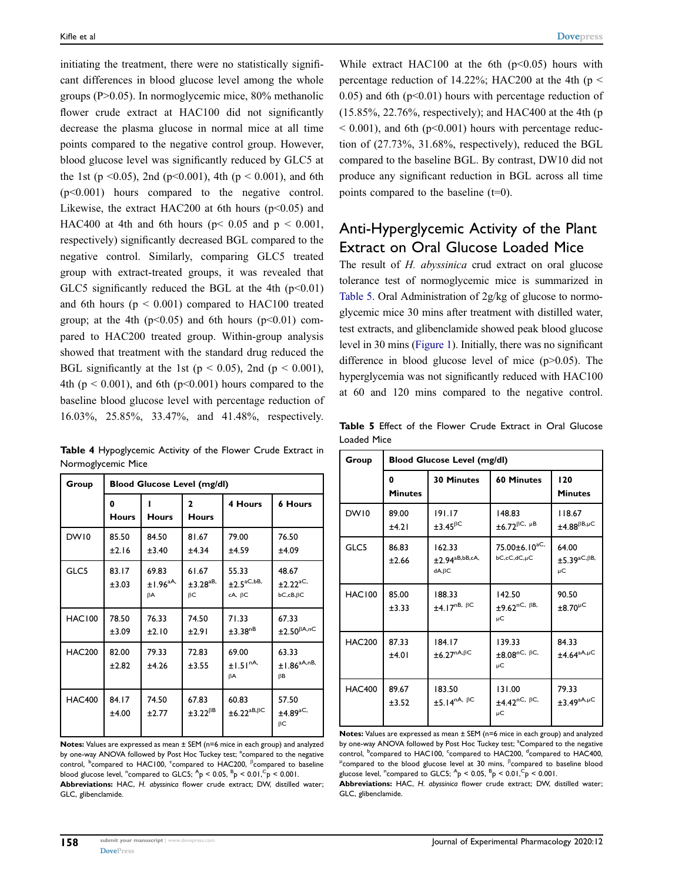initiating the treatment, there were no statistically significant differences in blood glucose level among the whole groups (P>0.05). In normoglycemic mice, 80% methanolic flower crude extract at HAC100 did not significantly decrease the plasma glucose in normal mice at all time points compared to the negative control group. However, blood glucose level was significantly reduced by GLC5 at the 1st ($p < 0.05$), 2nd ($p < 0.001$), 4th ($p < 0.001$), and 6th ($p < 0.001$) hours compared to the negative control. Likewise, the extract HAC200 at 6th hours ($p < 0.05$) and HAC400 at 4th and 6th hours ($p < 0.05$ and $p < 0.001$, respectively) significantly decreased BGL compared to the negative control. Similarly, comparing GLC5 treated group with extract-treated groups, it was revealed that GLC5 significantly reduced the BGL at the 4th ($p < 0.01$) and 6th hours ($p < 0.001$) compared to HAC100 treated group; at the 4th ($p < 0.05$) and 6th hours ($p < 0.01$) compared to HAC200 treated group. Within-group analysis showed that treatment with the standard drug reduced the BGL significantly at the 1st ($p < 0.05$), 2nd ($p < 0.001$), 4th ($p < 0.001$), and 6th ($p < 0.001$) hours compared to the baseline blood glucose level with percentage reduction of 16.03%, 25.85%, 33.47%, and 41.48%, respectively.

**Table 4** Hypoglycemic Activity of the Flower Crude Extract in Normoglycemic Mice

| Group | Blood Glucose Level (mg/dl) | | | | |
|---|---|---|---|---|---|
| | 0 Hours | 1 Hours | 2 Hours | 4 Hours | 6 Hours |
| DW10 | 85.50 ±2.16 | 84.50 ±3.40 | 81.67 ±4.34 | 79.00 ±4.59 | 76.50 ±4.09 |
| GLC5 | 83.17 ±3.03 | 69.83 ±1.96$^{aA,\beta A}$ | 61.67 ±3.28$^{aB,\beta C}$ | 55.33 ±2.5$^{aC,bB,cA,\beta C}$ | 48.67 ±2.22$^{aC,bC,cB,\beta C}$ |
| HAC100 | 78.50 ±3.09 | 76.33 ±2.10 | 74.50 ±2.91 | 71.33 ±3.38$^{nB}$ | 67.33 ±2.50$^{\beta A,nC}$ |
| HAC200 | 82.00 ±2.82 | 79.33 ±4.26 | 72.83 ±3.55 | 69.00 ±1.51$^{nA,\beta A}$ | 63.33 ±1.86$^{aA,nB,\beta B}$ |
| HAC400 | 84.17 ±4.00 | 74.50 ±2.77 | 67.83 ±3.22$^{\beta B}$ | 60.83 ±6.22$^{aB,\beta C}$ | 57.50 ±4.89$^{aC,\beta C}$ |

**Notes:** Values are expressed as mean ± SEM (n=6 mice in each group) and analyzed by one-way ANOVA followed by Post Hoc Tuckey test; $^{a}$compared to the negative control, $^{b}$compared to HAC100, $^{c}$compared to HAC200, $^{\beta}$compared to baseline blood glucose level, $^{n}$compared to GLC5; $^{A}p < 0.05$, $^{B}p < 0.01$, $^{C}p < 0.001$.
**Abbreviations:** HAC, *H. abyssinica* flower crude extract; DW, distilled water; GLC, glibenclamide.

While extract HAC100 at the 6th ($p < 0.05$) hours with percentage reduction of 14.22%; HAC200 at the 4th ($p < 0.05$) and 6th ($p < 0.01$) hours with percentage reduction of (15.85%, 22.76%, respectively); and HAC400 at the 4th ($p < 0.001$), and 6th ($p < 0.001$) hours with percentage reduction of (27.73%, 31.68%, respectively), reduced the BGL compared to the baseline BGL. By contrast, DW10 did not produce any significant reduction in BGL across all time points compared to the baseline (t=0).

## Anti-Hyperglycemic Activity of the Plant Extract on Oral Glucose Loaded Mice

The result of *H. abyssinica* crud extract on oral glucose tolerance test of normoglycemic mice is summarized in Table 5. Oral Administration of 2g/kg of glucose to normoglycemic mice 30 mins after treatment with distilled water, test extracts, and glibenclamide showed peak blood glucose level in 30 mins (Figure 1). Initially, there was no significant difference in blood glucose level of mice ($p > 0.05$). The hyperglycemia was not significantly reduced with HAC100 at 60 and 120 mins compared to the negative control.

**Table 5** Effect of the Flower Crude Extract in Oral Glucose Loaded Mice

| Group | Blood Glucose Level (mg/dl) | | | |
|---|---|---|---|---|
| | 0 Minutes | 30 Minutes | 60 Minutes | 120 Minutes |
| DW10 | 89.00 ±4.21 | 191.17 ±3.45$^{\beta C}$ | 148.83 ±6.72$^{\beta C,\mu B}$ | 118.67 ±4.88$^{\beta B,\mu C}$ |
| GLC5 | 86.83 ±2.66 | 162.33 ±2.94$^{aB,bB,cA,dA,\beta C}$ | 75.00±6.10$^{aC,bC,cC,dC,\mu C}$ | 64.00 ±5.39$^{aC,\beta B,\mu C}$ |
| HAC100 | 85.00 ±3.33 | 188.33 ±4.17$^{nB,\beta C}$ | 142.50 ±9.62$^{nC,\beta B,\mu C}$ | 90.50 ±8.70$^{\mu C}$ |
| HAC200 | 87.33 ±4.01 | 184.17 ±6.27$^{nA,\beta C}$ | 139.33 ±8.08$^{nC,\beta C,\mu C}$ | 84.33 ±4.64$^{aA,\mu C}$ |
| HAC400 | 89.67 ±3.52 | 183.50 ±5.14$^{nA,\beta C}$ | 131.00 ±4.42$^{nC,\beta C,\mu C}$ | 79.33 ±3.49$^{aA,\mu C}$ |

**Notes:** Values are expressed as mean ± SEM (n=6 mice in each group) and analyzed by one-way ANOVA followed by Post Hoc Tuckey test; $^{a}$Compared to the negative control, $^{b}$compared to HAC100, $^{c}$compared to HAC200, $^{d}$compared to HAC400, $^{\mu}$compared to the blood glucose level at 30 mins, $^{\beta}$compared to baseline blood glucose level, $^{n}$compared to GLC5; $^{A}p < 0.05$, $^{B}p < 0.01$, $^{C}p < 0.001$.
**Abbreviations:** HAC, *H. abyssinica* flower crude extract; DW, distilled water; GLC, glibenclamide.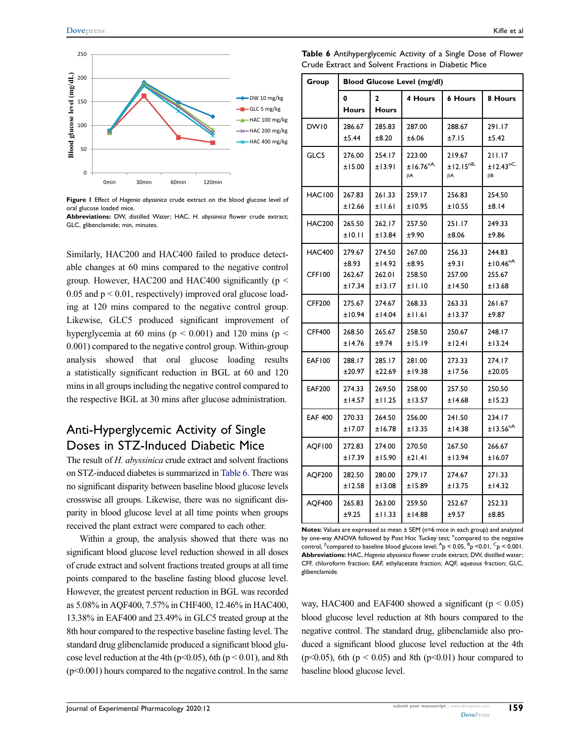**Figure 1** Effect of *Hagenia abyssinica* crude extract on the blood glucose level of oral glucose loaded mice.
**Abbreviations:** DW, distilled Water; HAC, *H. abyssinica* flower crude extract; GLC, glibenclamide; min, minutes.

Similarly, HAC200 and HAC400 failed to produce detectable changes at 60 mins compared to the negative control group. However, HAC200 and HAC400 significantly ($p < 0.05$ and $p < 0.01$, respectively) improved oral glucose loading at 120 mins compared to the negative control group. Likewise, GLC5 produced significant improvement of hyperglycemia at 60 mins ($p < 0.001$) and 120 mins ($p < 0.001$) compared to the negative control group. Within-group analysis showed that oral glucose loading results a statistically significant reduction in BGL at 60 and 120 mins in all groups including the negative control compared to the respective BGL at 30 mins after glucose administration.

## Anti-Hyperglycemic Activity of Single Doses in STZ-Induced Diabetic Mice

The result of *H. abyssinica* crude extract and solvent fractions on STZ-induced diabetes is summarized in Table 6. There was no significant disparity between baseline blood glucose levels crosswise all groups. Likewise, there was no significant disparity in blood glucose level at all time points when groups received the plant extract were compared to each other.

Within a group, the analysis showed that there was no significant blood glucose level reduction showed in all doses of crude extract and solvent fractions treated groups at all time points compared to the baseline fasting blood glucose level. However, the greatest percent reduction in BGL was recorded as 5.08% in AQF400, 7.57% in CHF400, 12.46% in HAC400, 13.38% in EAF400 and 23.49% in GLC5 treated group at the 8th hour compared to the respective baseline fasting level. The standard drug glibenclamide produced a significant blood glucose level reduction at the 4th ($p<0.05$), 6th ($p < 0.01$), and 8th ($p<0.001$) hours compared to the negative control. In the same way, HAC400 and EAF400 showed a significant ($p < 0.05$) blood glucose level reduction at 8th hours compared to the negative control. The standard drug, glibenclamide also produced a significant blood glucose level reduction at the 4th ($p<0.05$), 6th ($p < 0.05$) and 8th ($p<0.01$) hour compared to baseline blood glucose level.

**Table 6** Antihyperglycemic Activity of a Single Dose of Flower Crude Extract and Solvent Fractions in Diabetic Mice

| Group | Blood Glucose Level (mg/dl) | | | | |
|---|---|---|---|---|---|
| | 0 Hours | 2 Hours | 4 Hours | 6 Hours | 8 Hours |
| DW10 | 286.67 ±5.44 | 285.83 ±8.20 | 287.00 ±6.06 | 288.67 ±7.15 | 291.17 ±5.42 |
| GLC5 | 276.00 ±15.00 | 254.17 ±13.91 | 223.00 ±16.76$^{nA, \beta A}$ | 219.67 ±12.15$^{nB, \beta A}$ | 211.17 ±12.43$^{nC, \beta B}$ |
| HAC100 | 267.83 ±12.66 | 261.33 ±11.61 | 259.17 ±10.95 | 256.83 ±10.55 | 254.50 ±8.14 |
| HAC200 | 265.50 ±10.11 | 262.17 ±13.84 | 257.50 ±9.90 | 251.17 ±8.06 | 249.33 ±9.86 |
| HAC400 | 279.67 ±8.93 | 274.50 ±14.92 | 267.00 ±8.95 | 256.33 ±9.31 | 244.83 ±10.46$^{nA}$ |
| CFF100 | 262.67 ±17.34 | 262.01 ±13.17 | 258.50 ±11.10 | 257.00 ±14.50 | 255.67 ±13.68 |
| CFF200 | 275.67 ±10.94 | 274.67 ±14.04 | 268.33 ±11.61 | 263.33 ±13.37 | 261.67 ±9.87 |
| CFF400 | 268.50 ±14.76 | 265.67 ±9.74 | 258.50 ±15.19 | 250.67 ±12.41 | 248.17 ±13.24 |
| EAF100 | 288.17 ±20.97 | 285.17 ±22.69 | 281.00 ±19.38 | 273.33 ±17.56 | 274.17 ±20.05 |
| EAF200 | 274.33 ±14.57 | 269.50 ±11.25 | 258.00 ±13.57 | 257.50 ±14.68 | 250.50 ±15.23 |
| EAF 400 | 270.33 ±17.07 | 264.50 ±16.78 | 256.00 ±13.35 | 241.50 ±14.38 | 234.17 ±13.56$^{nA}$ |
| AQF100 | 272.83 ±17.39 | 274.00 ±15.90 | 270.50 ±21.41 | 267.50 ±13.94 | 266.67 ±16.07 |
| AQF200 | 282.50 ±12.58 | 280.00 ±13.08 | 279.17 ±15.89 | 274.67 ±13.75 | 271.33 ±14.32 |
| AQF400 | 265.83 ±9.25 | 263.00 ±11.33 | 259.50 ±14.88 | 252.67 ±9.57 | 252.33 ±8.85 |

**Notes:** Values are expressed as mean ± SEM (n=6 mice in each group) and analyzed by one-way ANOVA followed by Post Hoc Tuckey test; $^{n}$compared to the negative control, $^{\beta}$compared to baseline blood glucose level; $^{A}p < 0.05$, $^{B}p < 0.01$, $^{C}p < 0.001$.
**Abbreviations:** HAC, *Hagenia abyssinica* flower crude extract; DW, distilled water; CFF, chloroform fraction; EAF, ethylacetate fraction; AQF, aqueous fraction; GLC, glibenclamide.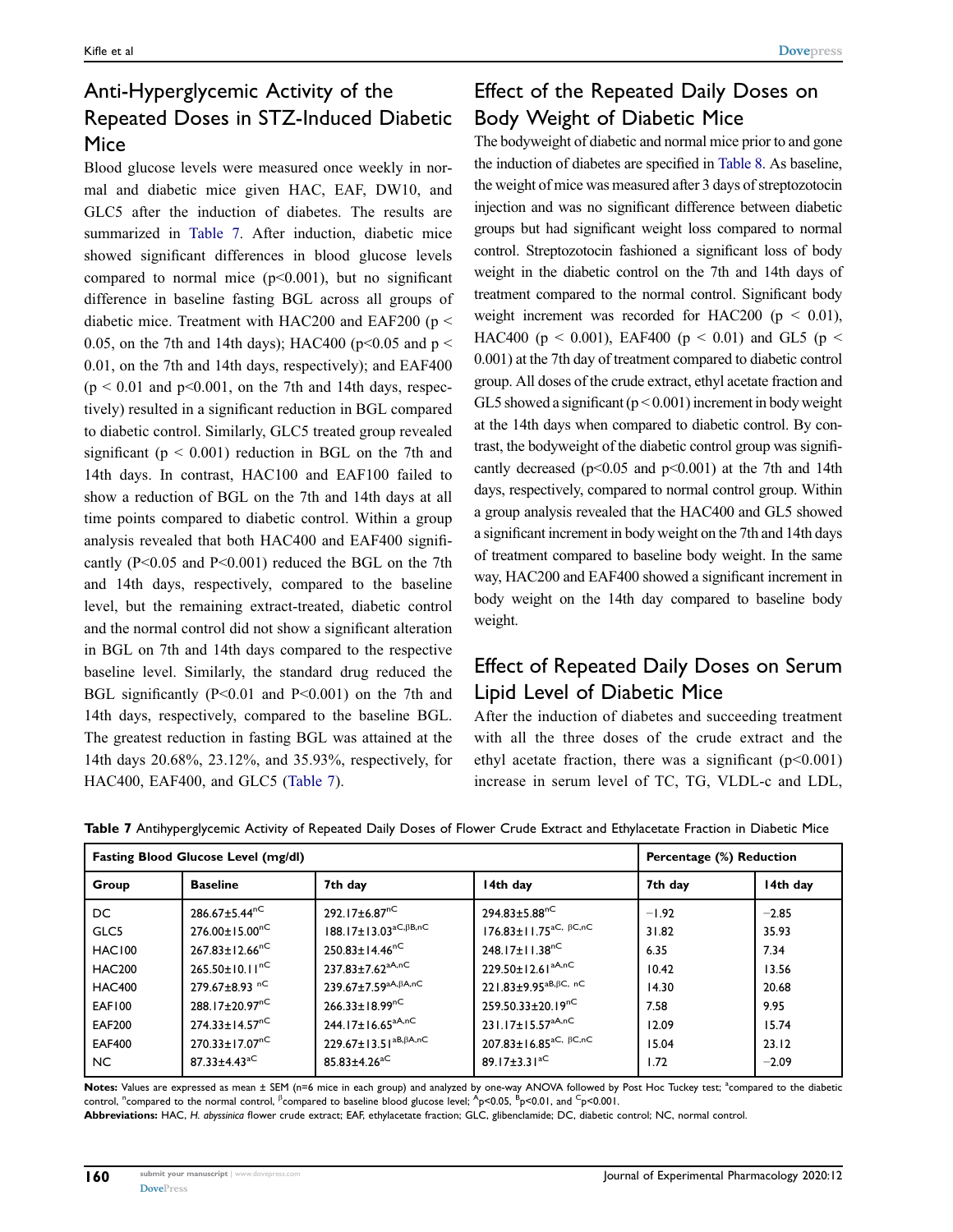## Anti-Hyperglycemic Activity of the Repeated Doses in STZ-Induced Diabetic Mice

Blood glucose levels were measured once weekly in normal and diabetic mice given HAC, EAF, DW10, and GLC5 after the induction of diabetes. The results are summarized in Table 7. After induction, diabetic mice showed significant differences in blood glucose levels compared to normal mice ($p<0.001$), but no significant difference in baseline fasting BGL across all groups of diabetic mice. Treatment with HAC200 and EAF200 ($p < 0.05$, on the 7th and 14th days); HAC400 ($p<0.05$ and $p < 0.01$, on the 7th and 14th days, respectively); and EAF400 ($p < 0.01$ and $p<0.001$, on the 7th and 14th days, respectively) resulted in a significant reduction in BGL compared to diabetic control. Similarly, GLC5 treated group revealed significant ($p < 0.001$) reduction in BGL on the 7th and 14th days. In contrast, HAC100 and EAF100 failed to show a reduction of BGL on the 7th and 14th days at all time points compared to diabetic control. Within a group analysis revealed that both HAC400 and EAF400 significantly ($P<0.05$ and $P<0.001$) reduced the BGL on the 7th and 14th days, respectively, compared to the baseline level, but the remaining extract-treated, diabetic control and the normal control did not show a significant alteration in BGL on 7th and 14th days compared to the respective baseline level. Similarly, the standard drug reduced the BGL significantly ($P<0.01$ and $P<0.001$) on the 7th and 14th days, respectively, compared to the baseline BGL. The greatest reduction in fasting BGL was attained at the 14th days 20.68%, 23.12%, and 35.93%, respectively, for HAC400, EAF400, and GLC5 (Table 7).

## Effect of the Repeated Daily Doses on Body Weight of Diabetic Mice

The bodyweight of diabetic and normal mice prior to and gone the induction of diabetes are specified in Table 8. As baseline, the weight of mice was measured after 3 days of streptozotocin injection and was no significant difference between diabetic groups but had significant weight loss compared to normal control. Streptozotocin fashioned a significant loss of body weight in the diabetic control on the 7th and 14th days of treatment compared to the normal control. Significant body weight increment was recorded for HAC200 ($p < 0.01$), HAC400 ($p < 0.001$), EAF400 ($p < 0.01$) and GL5 ($p < 0.001$) at the 7th day of treatment compared to diabetic control group. All doses of the crude extract, ethyl acetate fraction and GL5 showed a significant ($p < 0.001$) increment in body weight at the 14th days when compared to diabetic control. By contrast, the bodyweight of the diabetic control group was significantly decreased ($p<0.05$ and $p<0.001$) at the 7th and 14th days, respectively, compared to normal control group. Within a group analysis revealed that the HAC400 and GL5 showed a significant increment in body weight on the 7th and 14th days of treatment compared to baseline body weight. In the same way, HAC200 and EAF400 showed a significant increment in body weight on the 14th day compared to baseline body weight.

## Effect of Repeated Daily Doses on Serum Lipid Level of Diabetic Mice

After the induction of diabetes and succeeding treatment with all the three doses of the crude extract and the ethyl acetate fraction, there was a significant ($p<0.001$) increase in serum level of TC, TG, VLDL-c and LDL,

**Table 7** Antihyperglycemic Activity of Repeated Daily Doses of Flower Crude Extract and Ethylacetate Fraction in Diabetic Mice

| Fasting Blood Glucose Level (mg/dl) | | | | Percentage (%) Reduction | |
|---|---|---|---|---|---|
| **Group** | **Baseline** | **7th day** | **14th day** | **7th day** | **14th day** |
| DC | $286.67±5.44^{nC}$ | $292.17±6.87^{nC}$ | $294.83±5.88^{nC}$ | −1.92 | −2.85 |
| GLC5 | $276.00±15.00^{nC}$ | $188.17±13.03^{aC,βB,nC}$ | $176.83±11.75^{aC,βC,nC}$ | 31.82 | 35.93 |
| HAC100 | $267.83±12.66^{nC}$ | $250.83±14.46^{nC}$ | $248.17±11.38^{nC}$ | 6.35 | 7.34 |
| HAC200 | $265.50±10.11^{nC}$ | $237.83±7.62^{aA,nC}$ | $229.50±12.61^{aA,nC}$ | 10.42 | 13.56 |
| HAC400 | $279.67±8.93^{nC}$ | $239.67±7.59^{aA,βA,nC}$ | $221.83±9.95^{aB,βC,nC}$ | 14.30 | 20.68 |
| EAF100 | $288.17±20.97^{nC}$ | $266.33±18.99^{nC}$ | $259.50.33±20.19^{nC}$ | 7.58 | 9.95 |
| EAF200 | $274.33±14.57^{nC}$ | $244.17±16.65^{aA,nC}$ | $231.17±15.57^{aA,nC}$ | 12.09 | 15.74 |
| EAF400 | $270.33±17.07^{nC}$ | $229.67±13.51^{aB,βA,nC}$ | $207.83±16.85^{aC,βC,nC}$ | 15.04 | 23.12 |
| NC | $87.33±4.43^{aC}$ | $85.83±4.26^{aC}$ | $89.17±3.31^{aC}$ | 1.72 | −2.09 |

**Notes:** Values are expressed as mean ± SEM (n=6 mice in each group) and analyzed by one-way ANOVA followed by Post Hoc Tuckey test; [a]compared to the diabetic control, [n]compared to the normal control, [β]compared to baseline blood glucose level; [A]p<0.05, [B]p<0.01, and [C]p<0.001.

**Abbreviations:** HAC, *H. abyssinica* flower crude extract; EAF, ethylacetate fraction; GLC, glibenclamide; DC, diabetic control; NC, normal control.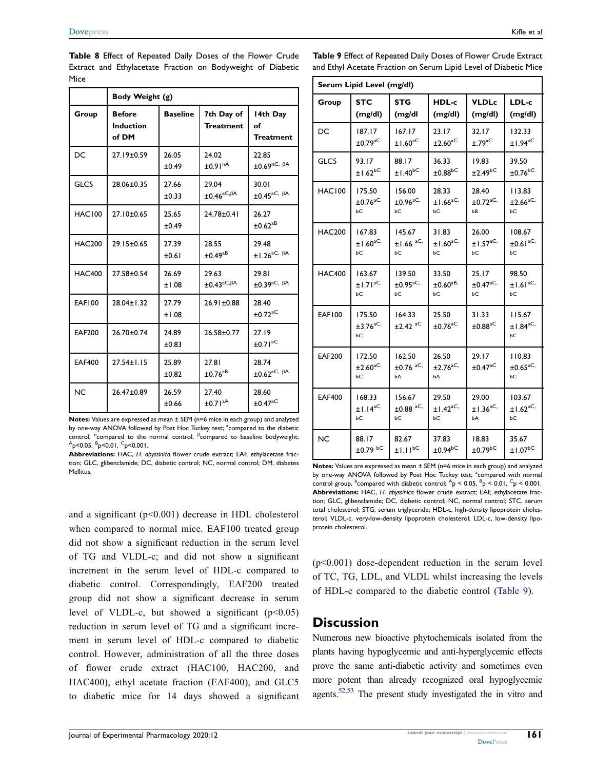**Table 8** Effect of Repeated Daily Doses of the Flower Crude Extract and Ethylacetate Fraction on Bodyweight of Diabetic Mice

| | Body Weight (g) | | | |
|---|---|---|---|---|
| Group | Before Induction of DM | Baseline | 7th Day of Treatment | 14th Day of Treatment |
| DC | 27.19±0.59 | 26.05 ±0.49 | 24.02 ±0.91$^{nA}$ | 22.85 ±0.69$^{nC, \beta A}$ |
| GLC5 | 28.06±0.35 | 27.66 ±0.33 | 29.04 ±0.46$^{aC,\beta A}$ | 30.01 ±0.45$^{aC, \beta A}$ |
| HAC100 | 27.10±0.65 | 25.65 ±0.49 | 24.78±0.41 | 26.27 ±0.62$^{aB}$ |
| HAC200 | 29.15±0.65 | 27.39 ±0.61 | 28.55 ±0.49$^{aB}$ | 29.48 ±1.26$^{aC, \beta A}$ |
| HAC400 | 27.58±0.54 | 26.69 ±1.08 | 29.63 ±0.43$^{aC,\beta A}$ | 29.81 ±0.39$^{aC, \beta A}$ |
| EAF100 | 28.04±1.32 | 27.79 ±1.08 | 26.91±0.88 | 28.40 ±0.72$^{aC}$ |
| EAF200 | 26.70±0.74 | 24.89 ±0.83 | 26.58±0.77 | 27.19 ±0.71$^{aC}$ |
| EAF400 | 27.54±1.15 | 25.89 ±0.82 | 27.81 ±0.76$^{aB}$ | 28.74 ±0.62$^{aC, \beta A}$ |
| NC | 26.47±0.89 | 26.59 ±0.66 | 27.40 ±0.71$^{aA}$ | 28.60 ±0.47$^{aC}$ |

**Notes:** Values are expressed as mean ± SEM (n=6 mice in each group) and analyzed by one-way ANOVA followed by Post Hoc Tuckey test; $^{a}$compared to the diabetic control, $^{n}$compared to the normal control, $^{\beta}$compared to baseline bodyweight; $^{A}p<0.05$, $^{B}p<0.01$, $^{C}p<0.001$.
**Abbreviations:** HAC, *H. abyssinica* flower crude extract; EAF, ethylacetate fraction; GLC, glibenclamide; DC, diabetic control; NC, normal control; DM, diabetes Mellitus.

and a significant ($p<0.001$) decrease in HDL cholesterol when compared to normal mice. EAF100 treated group did not show a significant reduction in the serum level of TG and VLDL-c; and did not show a significant increment in the serum level of HDL-c compared to diabetic control. Correspondingly, EAF200 treated group did not show a significant decrease in serum level of VLDL-c, but showed a significant ($p<0.05$) reduction in serum level of TG and a significant increment in serum level of HDL-c compared to diabetic control. However, administration of all the three doses of flower crude extract (HAC100, HAC200, and HAC400), ethyl acetate fraction (EAF400), and GLC5 to diabetic mice for 14 days showed a significant ($p<0.001$) dose-dependent reduction in the serum level of TC, TG, LDL, and VLDL whilst increasing the levels of HDL-c compared to the diabetic control (Table 9).

**Table 9** Effect of Repeated Daily Doses of Flower Crude Extract and Ethyl Acetate Fraction on Serum Lipid Level of Diabetic Mice

| | Serum Lipid Level (mg/dl) | | | | |
|---|---|---|---|---|---|
| Group | STC (mg/dl) | STG (mg/dl | HDL-c (mg/dl) | VLDLc (mg/dl) | LDL-c (mg/dl) |
| DC | 187.17 ±0.79$^{aC}$ | 167.17 ±1.60$^{aC}$ | 23.17 ±2.60$^{aC}$ | 32.17 ±.79$^{aC}$ | 132.33 ±1.94$^{aC}$ |
| GLC5 | 93.17 ±1.62$^{bC}$ | 88.17 ±1.40$^{bC}$ | 36.33 ±0.88$^{bC}$ | 19.83 ±2.49$^{bC}$ | 39.50 ±0.76$^{bC}$ |
| HAC100 | 175.50 ±0.76$^{aC, bC}$ | 156.00 ±0.96$^{aC, bC}$ | 28.33 ±1.66$^{aC, bC}$ | 28.40 ±0.72$^{aC, bB}$ | 113.83 ±2.66$^{aC, bC}$ |
| HAC200 | 167.83 ±1.60$^{aC, bC}$ | 145.67 ±1.66$^{aC, bC}$ | 31.83 ±1.60$^{aC, bC}$ | 26.00 ±1.57$^{aC, bC}$ | 108.67 ±0.61$^{aC, bC}$ |
| HAC400 | 163.67 ±1.71$^{aC, bC}$ | 139.50 ±0.95$^{aC, bC}$ | 33.50 ±0.60$^{aB, bC}$ | 25.17 ±0.47$^{aC, bC}$ | 98.50 ±1.61$^{aC, bC}$ |
| EAF100 | 175.50 ±3.76$^{aC, bC}$ | 164.33 ±2.42$^{aC}$ | 25.50 ±0.76$^{aC}$ | 31.33 ±0.88$^{aC}$ | 115.67 ±1.84$^{aC, bC}$ |
| EAF200 | 172.50 ±2.60$^{aC, bC}$ | 162.50 ±0.76$^{aC, bA}$ | 26.50 ±2.76$^{aC, bA}$ | 29.17 ±0.47$^{aC}$ | 110.83 ±0.65$^{aC, bC}$ |
| EAF400 | 168.33 ±1.14$^{aC, bC}$ | 156.67 ±0.88$^{aC, bC}$ | 29.50 ±1.42$^{aC, bC}$ | 29.00 ±1.36$^{aC, bA}$ | 103.67 ±1.62$^{aC, bC}$ |
| NC | 88.17 ±0.79$^{bC}$ | 82.67 ±1.11$^{bC}$ | 37.83 ±0.94$^{bC}$ | 18.83 ±0.79$^{bC}$ | 35.67 ±1.07$^{bC}$ |

**Notes:** Values are expressed as mean ± SEM (n=6 mice in each group) and analyzed by one-way ANOVA followed by Post Hoc Tuckey test; $^{a}$compared with normal control group, $^{b}$compared with diabetic control; $^{A}p < 0.05$, $^{B}p < 0.01$, $^{C}p < 0.001$.
**Abbreviations:** HAC, *H. abyssinica* flower crude extract; EAF, ethylacetate fraction; GLC, glibenclamide; DC, diabetic control; NC, normal control; STC, serum total cholesterol; STG, serum triglyceride; HDL-c, high-density lipoprotein cholesterol; VLDL-c, very-low-density lipoprotein cholesterol; LDL-c, low-density lipoprotein cholesterol.

## Discussion

Numerous new bioactive phytochemicals isolated from the plants having hypoglycemic and anti-hyperglycemic effects prove the same anti-diabetic activity and sometimes even more potent than already recognized oral hypoglycemic agents.[52,53] The present study investigated the in vitro and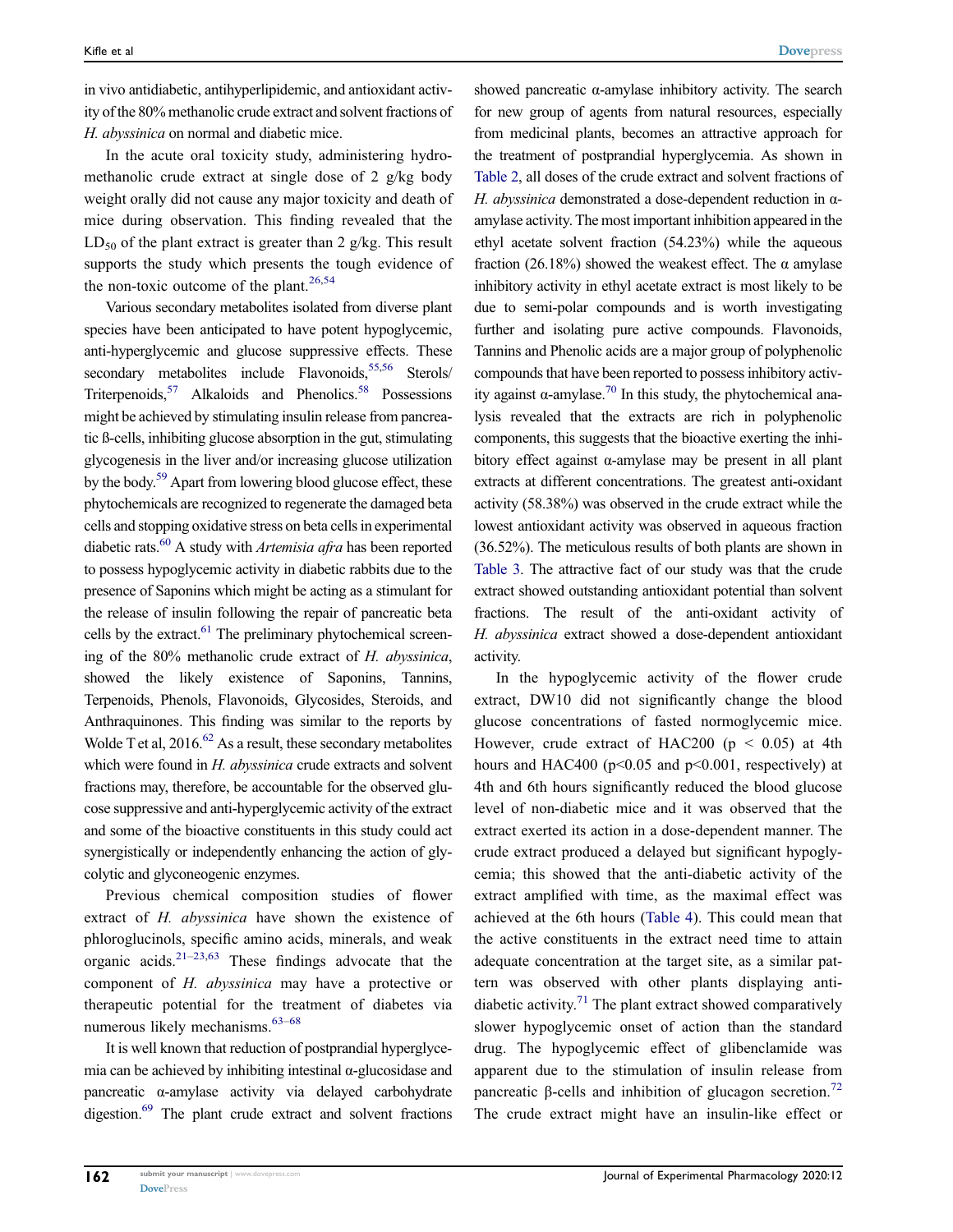in vivo antidiabetic, antihyperlipidemic, and antioxidant activity of the 80% methanolic crude extract and solvent fractions of *H. abyssinica* on normal and diabetic mice.

In the acute oral toxicity study, administering hydromethanolic crude extract at single dose of 2 g/kg body weight orally did not cause any major toxicity and death of mice during observation. This finding revealed that the $LD_{50}$ of the plant extract is greater than 2 g/kg. This result supports the study which presents the tough evidence of the non-toxic outcome of the plant.[26,54]

Various secondary metabolites isolated from diverse plant species have been anticipated to have potent hypoglycemic, anti-hyperglycemic and glucose suppressive effects. These secondary metabolites include Flavonoids,[55,56] Sterols/Triterpenoids,[57] Alkaloids and Phenolics.[58] Possessions might be achieved by stimulating insulin release from pancreatic ß-cells, inhibiting glucose absorption in the gut, stimulating glycogenesis in the liver and/or increasing glucose utilization by the body.[59] Apart from lowering blood glucose effect, these phytochemicals are recognized to regenerate the damaged beta cells and stopping oxidative stress on beta cells in experimental diabetic rats.[60] A study with *Artemisia afra* has been reported to possess hypoglycemic activity in diabetic rabbits due to the presence of Saponins which might be acting as a stimulant for the release of insulin following the repair of pancreatic beta cells by the extract.[61] The preliminary phytochemical screening of the 80% methanolic crude extract of *H. abyssinica*, showed the likely existence of Saponins, Tannins, Terpenoids, Phenols, Flavonoids, Glycosides, Steroids, and Anthraquinones. This finding was similar to the reports by Wolde T et al, 2016.[62] As a result, these secondary metabolites which were found in *H. abyssinica* crude extracts and solvent fractions may, therefore, be accountable for the observed glucose suppressive and anti-hyperglycemic activity of the extract and some of the bioactive constituents in this study could act synergistically or independently enhancing the action of glycolytic and glyconeogenic enzymes.

Previous chemical composition studies of flower extract of *H. abyssinica* have shown the existence of phloroglucinols, specific amino acids, minerals, and weak organic acids.[21–23,63] These findings advocate that the component of *H. abyssinica* may have a protective or therapeutic potential for the treatment of diabetes via numerous likely mechanisms.[63–68]

It is well known that reduction of postprandial hyperglycemia can be achieved by inhibiting intestinal α-glucosidase and pancreatic α-amylase activity via delayed carbohydrate digestion.[69] The plant crude extract and solvent fractions showed pancreatic α-amylase inhibitory activity. The search for new group of agents from natural resources, especially from medicinal plants, becomes an attractive approach for the treatment of postprandial hyperglycemia. As shown in Table 2, all doses of the crude extract and solvent fractions of *H. abyssinica* demonstrated a dose-dependent reduction in α-amylase activity. The most important inhibition appeared in the ethyl acetate solvent fraction (54.23%) while the aqueous fraction (26.18%) showed the weakest effect. The α amylase inhibitory activity in ethyl acetate extract is most likely to be due to semi-polar compounds and is worth investigating further and isolating pure active compounds. Flavonoids, Tannins and Phenolic acids are a major group of polyphenolic compounds that have been reported to possess inhibitory activity against α-amylase.[70] In this study, the phytochemical analysis revealed that the extracts are rich in polyphenolic components, this suggests that the bioactive exerting the inhibitory effect against α-amylase may be present in all plant extracts at different concentrations. The greatest anti-oxidant activity (58.38%) was observed in the crude extract while the lowest antioxidant activity was observed in aqueous fraction (36.52%). The meticulous results of both plants are shown in Table 3. The attractive fact of our study was that the crude extract showed outstanding antioxidant potential than solvent fractions. The result of the anti-oxidant activity of *H. abyssinica* extract showed a dose-dependent antioxidant activity.

In the hypoglycemic activity of the flower crude extract, DW10 did not significantly change the blood glucose concentrations of fasted normoglycemic mice. However, crude extract of HAC200 ($p < 0.05$) at 4th hours and HAC400 ($p<0.05$ and $p<0.001$, respectively) at 4th and 6th hours significantly reduced the blood glucose level of non-diabetic mice and it was observed that the extract exerted its action in a dose-dependent manner. The crude extract produced a delayed but significant hypoglycemia; this showed that the anti-diabetic activity of the extract amplified with time, as the maximal effect was achieved at the 6th hours (Table 4). This could mean that the active constituents in the extract need time to attain adequate concentration at the target site, as a similar pattern was observed with other plants displaying anti-diabetic activity.[71] The plant extract showed comparatively slower hypoglycemic onset of action than the standard drug. The hypoglycemic effect of glibenclamide was apparent due to the stimulation of insulin release from pancreatic β-cells and inhibition of glucagon secretion.[72] The crude extract might have an insulin-like effect or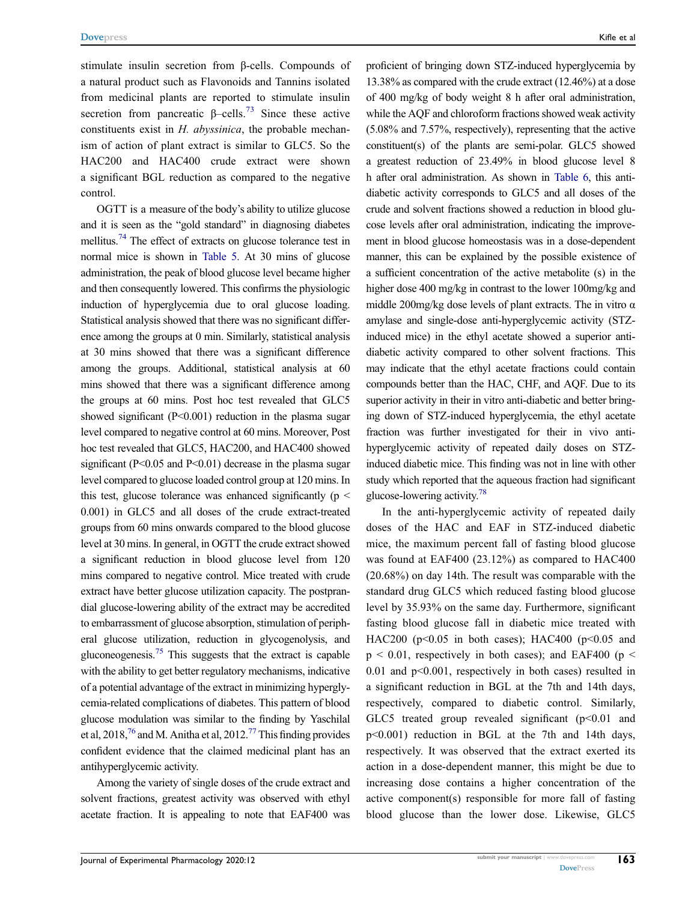stimulate insulin secretion from β-cells. Compounds of a natural product such as Flavonoids and Tannins isolated from medicinal plants are reported to stimulate insulin secretion from pancreatic β–cells.[73] Since these active constituents exist in *H. abyssinica*, the probable mechanism of action of plant extract is similar to GLC5. So the HAC200 and HAC400 crude extract were shown a significant BGL reduction as compared to the negative control.

OGTT is a measure of the body's ability to utilize glucose and it is seen as the "gold standard" in diagnosing diabetes mellitus.[74] The effect of extracts on glucose tolerance test in normal mice is shown in Table 5. At 30 mins of glucose administration, the peak of blood glucose level became higher and then consequently lowered. This confirms the physiologic induction of hyperglycemia due to oral glucose loading. Statistical analysis showed that there was no significant difference among the groups at 0 min. Similarly, statistical analysis at 30 mins showed that there was a significant difference among the groups. Additional, statistical analysis at 60 mins showed that there was a significant difference among the groups at 60 mins. Post hoc test revealed that GLC5 showed significant ($P<0.001$) reduction in the plasma sugar level compared to negative control at 60 mins. Moreover, Post hoc test revealed that GLC5, HAC200, and HAC400 showed significant ($P<0.05$ and $P<0.01$) decrease in the plasma sugar level compared to glucose loaded control group at 120 mins. In this test, glucose tolerance was enhanced significantly ($p < 0.001$) in GLC5 and all doses of the crude extract-treated groups from 60 mins onwards compared to the blood glucose level at 30 mins. In general, in OGTT the crude extract showed a significant reduction in blood glucose level from 120 mins compared to negative control. Mice treated with crude extract have better glucose utilization capacity. The postprandial glucose-lowering ability of the extract may be accredited to embarrassment of glucose absorption, stimulation of peripheral glucose utilization, reduction in glycogenolysis, and gluconeogenesis.[75] This suggests that the extract is capable with the ability to get better regulatory mechanisms, indicative of a potential advantage of the extract in minimizing hyperglycemia-related complications of diabetes. This pattern of blood glucose modulation was similar to the finding by Yaschilal et al, 2018,[76] and M. Anitha et al, 2012.[77] This finding provides confident evidence that the claimed medicinal plant has an antihyperglycemic activity.

Among the variety of single doses of the crude extract and solvent fractions, greatest activity was observed with ethyl acetate fraction. It is appealing to note that EAF400 was proficient of bringing down STZ-induced hyperglycemia by 13.38% as compared with the crude extract (12.46%) at a dose of 400 mg/kg of body weight 8 h after oral administration, while the AQF and chloroform fractions showed weak activity (5.08% and 7.57%, respectively), representing that the active constituent(s) of the plants are semi-polar. GLC5 showed a greatest reduction of 23.49% in blood glucose level 8 h after oral administration. As shown in Table 6, this anti-diabetic activity corresponds to GLC5 and all doses of the crude and solvent fractions showed a reduction in blood glucose levels after oral administration, indicating the improvement in blood glucose homeostasis was in a dose-dependent manner, this can be explained by the possible existence of a sufficient concentration of the active metabolite (s) in the higher dose 400 mg/kg in contrast to the lower 100mg/kg and middle 200mg/kg dose levels of plant extracts. The in vitro α amylase and single-dose anti-hyperglycemic activity (STZ-induced mice) in the ethyl acetate showed a superior anti-diabetic activity compared to other solvent fractions. This may indicate that the ethyl acetate fractions could contain compounds better than the HAC, CHF, and AQF. Due to its superior activity in their in vitro anti-diabetic and better bringing down of STZ-induced hyperglycemia, the ethyl acetate fraction was further investigated for their in vivo anti-hyperglycemic activity of repeated daily doses on STZ-induced diabetic mice. This finding was not in line with other study which reported that the aqueous fraction had significant glucose-lowering activity.[78]

In the anti-hyperglycemic activity of repeated daily doses of the HAC and EAF in STZ-induced diabetic mice, the maximum percent fall of fasting blood glucose was found at EAF400 (23.12%) as compared to HAC400 (20.68%) on day 14th. The result was comparable with the standard drug GLC5 which reduced fasting blood glucose level by 35.93% on the same day. Furthermore, significant fasting blood glucose fall in diabetic mice treated with HAC200 ($p<0.05$ in both cases); HAC400 ($p<0.05$ and $p < 0.01$, respectively in both cases); and EAF400 ($p < 0.01$ and $p<0.001$, respectively in both cases) resulted in a significant reduction in BGL at the 7th and 14th days, respectively, compared to diabetic control. Similarly, GLC5 treated group revealed significant ($p<0.01$ and $p<0.001$) reduction in BGL at the 7th and 14th days, respectively. It was observed that the extract exerted its action in a dose-dependent manner, this might be due to increasing dose contains a higher concentration of the active component(s) responsible for more fall of fasting blood glucose than the lower dose. Likewise, GLC5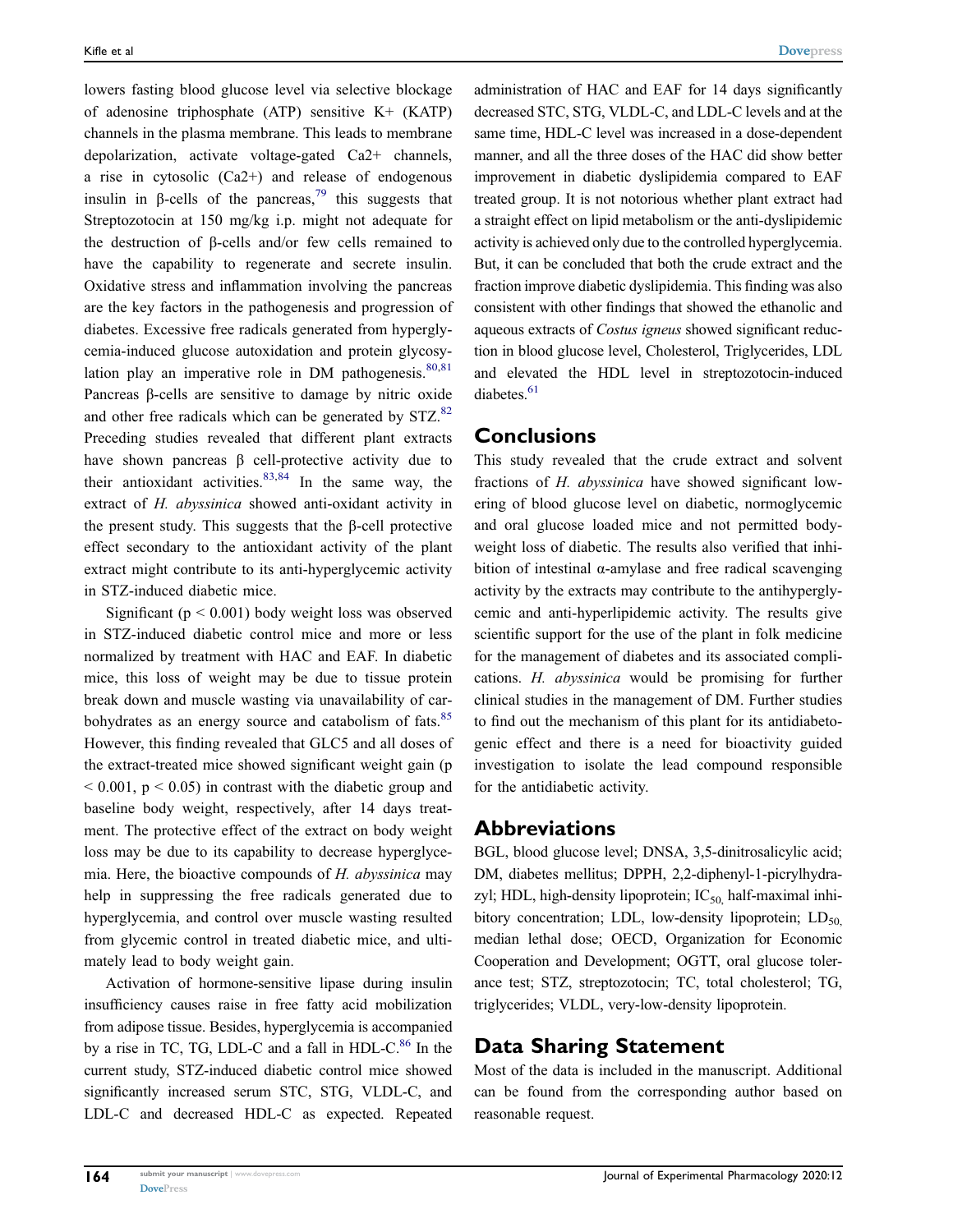lowers fasting blood glucose level via selective blockage of adenosine triphosphate (ATP) sensitive K+ (KATP) channels in the plasma membrane. This leads to membrane depolarization, activate voltage-gated $Ca^{2+}$ channels, a rise in cytosolic ($Ca^{2+}$) and release of endogenous insulin in β-cells of the pancreas,[79] this suggests that Streptozotocin at 150 mg/kg i.p. might not adequate for the destruction of β-cells and/or few cells remained to have the capability to regenerate and secrete insulin. Oxidative stress and inflammation involving the pancreas are the key factors in the pathogenesis and progression of diabetes. Excessive free radicals generated from hyperglycemia-induced glucose autoxidation and protein glycosylation play an imperative role in DM pathogenesis.[80,81] Pancreas β-cells are sensitive to damage by nitric oxide and other free radicals which can be generated by STZ.[82] Preceding studies revealed that different plant extracts have shown pancreas β cell-protective activity due to their antioxidant activities.[83,84] In the same way, the extract of *H. abyssinica* showed anti-oxidant activity in the present study. This suggests that the β-cell protective effect secondary to the antioxidant activity of the plant extract might contribute to its anti-hyperglycemic activity in STZ-induced diabetic mice.

Significant ($p < 0.001$) body weight loss was observed in STZ-induced diabetic control mice and more or less normalized by treatment with HAC and EAF. In diabetic mice, this loss of weight may be due to tissue protein break down and muscle wasting via unavailability of carbohydrates as an energy source and catabolism of fats.[85] However, this finding revealed that GLC5 and all doses of the extract-treated mice showed significant weight gain ($p < 0.001$, $p < 0.05$) in contrast with the diabetic group and baseline body weight, respectively, after 14 days treatment. The protective effect of the extract on body weight loss may be due to its capability to decrease hyperglycemia. Here, the bioactive compounds of *H. abyssinica* may help in suppressing the free radicals generated due to hyperglycemia, and control over muscle wasting resulted from glycemic control in treated diabetic mice, and ultimately lead to body weight gain.

Activation of hormone-sensitive lipase during insulin insufficiency causes raise in free fatty acid mobilization from adipose tissue. Besides, hyperglycemia is accompanied by a rise in TC, TG, LDL-C and a fall in HDL-C.[86] In the current study, STZ-induced diabetic control mice showed significantly increased serum STC, STG, VLDL-C, and LDL-C and decreased HDL-C as expected. Repeated administration of HAC and EAF for 14 days significantly decreased STC, STG, VLDL-C, and LDL-C levels and at the same time, HDL-C level was increased in a dose-dependent manner, and all the three doses of the HAC did show better improvement in diabetic dyslipidemia compared to EAF treated group. It is not notorious whether plant extract had a straight effect on lipid metabolism or the anti-dyslipidemic activity is achieved only due to the controlled hyperglycemia. But, it can be concluded that both the crude extract and the fraction improve diabetic dyslipidemia. This finding was also consistent with other findings that showed the ethanolic and aqueous extracts of *Costus igneus* showed significant reduction in blood glucose level, Cholesterol, Triglycerides, LDL and elevated the HDL level in streptozotocin-induced diabetes.[61]

## Conclusions

This study revealed that the crude extract and solvent fractions of *H. abyssinica* have showed significant lowering of blood glucose level on diabetic, normoglycemic and oral glucose loaded mice and not permitted bodyweight loss of diabetic. The results also verified that inhibition of intestinal α-amylase and free radical scavenging activity by the extracts may contribute to the antihyperglycemic and anti-hyperlipidemic activity. The results give scientific support for the use of the plant in folk medicine for the management of diabetes and its associated complications. *H. abyssinica* would be promising for further clinical studies in the management of DM. Further studies to find out the mechanism of this plant for its antidiabetogenic effect and there is a need for bioactivity guided investigation to isolate the lead compound responsible for the antidiabetic activity.

## Abbreviations

BGL, blood glucose level; DNSA, 3,5-dinitrosalicylic acid; DM, diabetes mellitus; DPPH, 2,2-diphenyl-1-picrylhydrazyl; HDL, high-density lipoprotein; $IC_{50}$, half-maximal inhibitory concentration; LDL, low-density lipoprotein; $LD_{50}$, median lethal dose; OECD, Organization for Economic Cooperation and Development; OGTT, oral glucose tolerance test; STZ, streptozotocin; TC, total cholesterol; TG, triglycerides; VLDL, very-low-density lipoprotein.

## Data Sharing Statement

Most of the data is included in the manuscript. Additional can be found from the corresponding author based on reasonable request.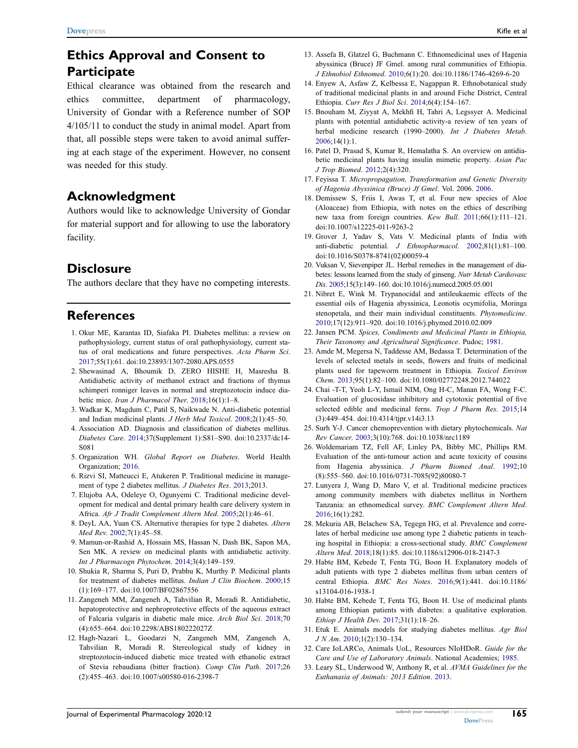## Ethics Approval and Consent to Participate

Ethical clearance was obtained from the research and ethics committee, department of pharmacology, University of Gondar with a Reference number of SOP 4/105/11 to conduct the study in animal model. Apart from that, all possible steps were taken to avoid animal suffering at each stage of the experiment. However, no consent was needed for this study.

## Acknowledgment

Authors would like to acknowledge University of Gondar for material support and for allowing to use the laboratory facility.

## Disclosure

The authors declare that they have no competing interests.

## References

1. Okur ME, Karantas ID, Siafaka PI. Diabetes mellitus: a review on pathophysiology, current status of oral pathophysiology, current status of oral medications and future perspectives. *Acta Pharm Sci*. 2017;55(1):61. doi:10.23893/1307-2080.APS.0555
2. Shewasinad A, Bhoumik D, ZERO HISHE H, Masresha B. Antidiabetic activity of methanol extract and fractions of thymus schimperi ronniger leaves in normal and streptozotocin induce diabetic mice. *Iran J Pharmacol Ther*. 2018;16(1):1–8.
3. Wadkar K, Magdum C, Patil S, Naikwade N. Anti-diabetic potential and Indian medicinal plants. *J Herb Med Toxicol*. 2008;2(1):45–50.
4. Association AD. Diagnosis and classification of diabetes mellitus. *Diabetes Care*. 2014;37(Supplement 1):S81–S90. doi:10.2337/dc14-S081
5. Organization WH. *Global Report on Diabetes*. World Health Organization; 2016.
6. Rizvi SI, Matteucci E, Atukeren P. Traditional medicine in management of type 2 diabetes mellitus. *J Diabetes Res*. 2013;2013.
7. Elujoba AA, Odeleye O, Ogunyemi C. Traditional medicine development for medical and dental primary health care delivery system in Africa. *Afr J Tradit Complement Altern Med*. 2005;2(1):46–61.
8. DeyL AA, Yuan CS. Alternative therapies for type 2 diabetes. *Altern Med Rev*. 2002;7(1):45–58.
9. Mamun-or-Rashid A, Hossain MS, Hassan N, Dash BK, Sapon MA, Sen MK. A review on medicinal plants with antidiabetic activity. *Int J Pharmacogn Phytochem*. 2014;3(4):149–159.
10. Shukia R, Sharma S, Puri D, Prabhu K, Murthy P. Medicinal plants for treatment of diabetes mellitus. *Indian J Clin Biochem*. 2000;15(1):169–177. doi:10.1007/BF02867556
11. Zangeneh MM, Zangeneh A, Tahvilian R, Moradi R. Antidiabetic, hepatoprotective and nephroprotective effects of the aqueous extract of Falcaria vulgaris in diabetic male mice. *Arch Biol Sci*. 2018;70(4):655–664. doi:10.2298/ABS180222027Z
12. Hagh-Nazari L, Goodarzi N, Zangeneh MM, Zangeneh A, Tahvilian R, Moradi R. Stereological study of kidney in streptozotocin-induced diabetic mice treated with ethanolic extract of Stevia rebaudiana (bitter fraction). *Comp Clin Path*. 2017;26(2):455–463. doi:10.1007/s00580-016-2398-7
13. Assefa B, Glatzel G, Buchmann C. Ethnomedicinal uses of Hagenia abyssinica (Bruce) JF Gmel. among rural communities of Ethiopia. *J Ethnobiol Ethnomed*. 2010;6(1):20. doi:10.1186/1746-4269-6-20
14. Enyew A, Asfaw Z, Kelbessa E, Nagappan R. Ethnobotanical study of traditional medicinal plants in and around Fiche District, Central Ethiopia. *Curr Res J Biol Sci*. 2014;6(4):154–167.
15. Bnouham M, Ziyyat A, Mekhfi H, Tahri A, Legssyer A. Medicinal plants with potential antidiabetic activity-a review of ten years of herbal medicine research (1990–2000). *Int J Diabetes Metab*. 2006;14(1):1.
16. Patel D, Prasad S, Kumar R, Hemalatha S. An overview on antidiabetic medicinal plants having insulin mimetic property. *Asian Pac J Trop Biomed*. 2012;2(4):320.
17. Feyissa T. *Micropropagation, Transformation and Genetic Diversity of Hagenia Abyssinica (Bruce) Jf Gmel*. Vol. 2006. 2006.
18. Demissew S, Friis I, Awas T, et al. Four new species of Aloe (Aloaceae) from Ethiopia, with notes on the ethics of describing new taxa from foreign countries. *Kew Bull*. 2011;66(1):111–121. doi:10.1007/s12225-011-9263-2
19. Grover J, Yadav S, Vats V. Medicinal plants of India with anti-diabetic potential. *J Ethnopharmacol*. 2002;81(1):81–100. doi:10.1016/S0378-8741(02)00059-4
20. Vuksan V, Sievenpiper JL. Herbal remedies in the management of diabetes: lessons learned from the study of ginseng. *Nutr Metab Cardiovasc Dis*. 2005;15(3):149–160. doi:10.1016/j.numecd.2005.05.001
21. Nibret E, Wink M. Trypanocidal and antileukaemic effects of the essential oils of Hagenia abyssinica, Leonotis ocymifolia, Moringa stenopetala, and their main individual constituents. *Phytomedicine*. 2010;17(12):911–920. doi:10.1016/j.phymed.2010.02.009
22. Jansen PCM. *Spices, Condiments and Medicinal Plants in Ethiopia, Their Taxonomy and Agricultural Significance*. Pudoc; 1981.
23. Amde M, Megersa N, Taddesse AM, Bedassa T. Determination of the levels of selected metals in seeds, flowers and fruits of medicinal plants used for tapeworm treatment in Ethiopia. *Toxicol Environ Chem*. 2013;95(1):82–100. doi:10.1080/02772248.2012.744022
24. Chai -T-T, Yeoh L-Y, Ismail NIM, Ong H-C, Manan FA, Wong F-C. Evaluation of glucosidase inhibitory and cytotoxic potential of five selected edible and medicinal ferns. *Trop J Pharm Res*. 2015;14(3):449–454. doi:10.4314/tjpr.v14i3.13
25. Surh Y-J. Cancer chemoprevention with dietary phytochemicals. *Nat Rev Cancer*. 2003;3(10):768. doi:10.1038/nrc1189
26. Woldemariam TZ, Fell AF, Linley PA, Bibby MC, Phillips RM. Evaluation of the anti-tumour action and acute toxicity of cousins from Hagenia abyssinica. *J Pharm Biomed Anal*. 1992;10(8):555–560. doi:10.1016/0731-7085(92)80080-7
27. Lunyera J, Wang D, Maro V, et al. Traditional medicine practices among community members with diabetes mellitus in Northern Tanzania: an ethnomedical survey. *BMC Complement Altern Med*. 2016;16(1):282.
28. Mekuria AB, Belachew SA, Tegegn HG, et al. Prevalence and correlates of herbal medicine use among type 2 diabetic patients in teaching hospital in Ethiopia: a cross-sectional study. *BMC Complement Altern Med*. 2018;18(1):85. doi:10.1186/s12906-018-2147-3
29. Habte BM, Kebede T, Fenta TG, Boon H. Explanatory models of adult patients with type 2 diabetes mellitus from urban centers of central Ethiopia. *BMC Res Notes*. 2016;9(1):441. doi:10.1186/s13104-016-1938-1
30. Habte BM, Kebede T, Fenta TG, Boon H. Use of medicinal plants among Ethiopian patients with diabetes: a qualitative exploration. *Ethiop J Health Dev*. 2017;31(1):18–26.
31. Etuk E. Animals models for studying diabetes mellitus. *Agr Biol J N Am*. 2010;1(2):130–134.
32. Care IoLARCo, Animals UoL, Resources NIoHDoR. *Guide for the Care and Use of Laboratory Animals*. National Academies; 1985.
33. Leary SL, Underwood W, Anthony R, et al. *AVMA Guidelines for the Euthanasia of Animals: 2013 Edition*. 2013.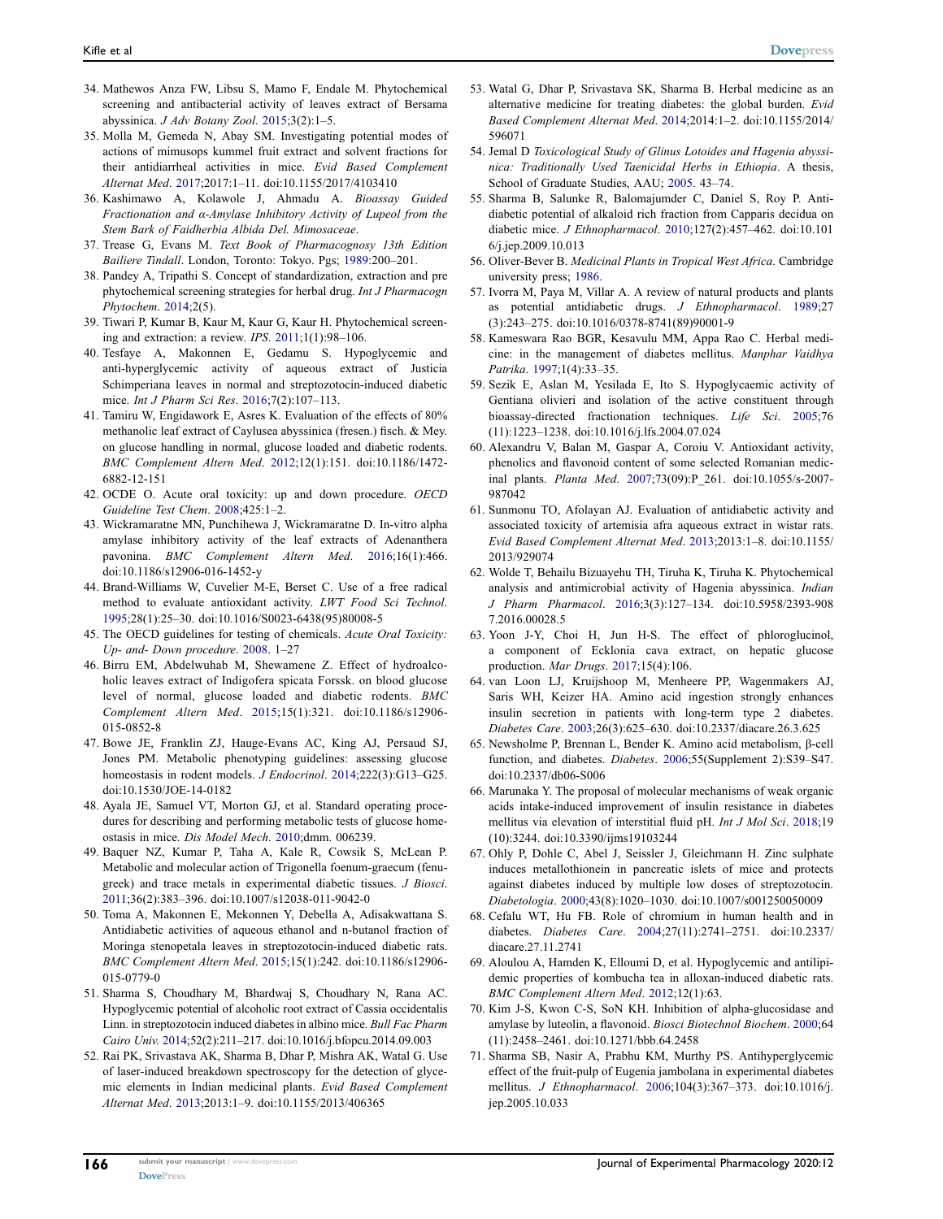34. Mathewos Anza FW, Libsu S, Mamo F, Endale M. Phytochemical screening and antibacterial activity of leaves extract of Bersama abyssinica. *J Adv Botany Zool*. 2015;3(2):1–5.
35. Molla M, Gemeda N, Abay SM. Investigating potential modes of actions of mimusops kummel fruit extract and solvent fractions for their antidiarrheal activities in mice. *Evid Based Complement Alternat Med*. 2017;2017:1–11. doi:10.1155/2017/4103410
36. Kashimawo A, Kolawole J, Ahmadu A. *Bioassay Guided Fractionation and α-Amylase Inhibitory Activity of Lupeol from the Stem Bark of Faidherbia Albida Del. Mimosaceae*.
37. Trease G, Evans M. *Text Book of Pharmacognosy 13th Edition Bailiere Tindall*. London, Toronto: Tokyo. Pgs; 1989:200–201.
38. Pandey A, Tripathi S. Concept of standardization, extraction and pre phytochemical screening strategies for herbal drug. *Int J Pharmacogn Phytochem*. 2014;2(5).
39. Tiwari P, Kumar B, Kaur M, Kaur G, Kaur H. Phytochemical screening and extraction: a review. *IPS*. 2011;1(1):98–106.
40. Tesfaye A, Makonnen E, Gedamu S. Hypoglycemic and anti-hyperglycemic activity of aqueous extract of Justicia Schimperiana leaves in normal and streptozotocin-induced diabetic mice. *Int J Pharm Sci Res*. 2016;7(2):107–113.
41. Tamiru W, Engidawork E, Asres K. Evaluation of the effects of 80% methanolic leaf extract of Caylusea abyssinica (fresen.) fisch. & Mey. on glucose handling in normal, glucose loaded and diabetic rodents. *BMC Complement Altern Med*. 2012;12(1):151. doi:10.1186/1472-6882-12-151
42. OCDE O. Acute oral toxicity: up and down procedure. *OECD Guideline Test Chem*. 2008;425:1–2.
43. Wickramaratne MN, Punchihewa J, Wickramaratne D. In-vitro alpha amylase inhibitory activity of the leaf extracts of Adenanthera pavonina. *BMC Complement Altern Med*. 2016;16(1):466. doi:10.1186/s12906-016-1452-y
44. Brand-Williams W, Cuvelier M-E, Berset C. Use of a free radical method to evaluate antioxidant activity. *LWT Food Sci Technol*. 1995;28(1):25–30. doi:10.1016/S0023-6438(95)80008-5
45. The OECD guidelines for testing of chemicals. *Acute Oral Toxicity: Up- and- Down procedure*. 2008. 1–27
46. Birru EM, Abdelwuhab M, Shewamene Z. Effect of hydroalcoholic leaves extract of Indigofera spicata Forssk. on blood glucose level of normal, glucose loaded and diabetic rodents. *BMC Complement Altern Med*. 2015;15(1):321. doi:10.1186/s12906-015-0852-8
47. Bowe JE, Franklin ZJ, Hauge-Evans AC, King AJ, Persaud SJ, Jones PM. Metabolic phenotyping guidelines: assessing glucose homeostasis in rodent models. *J Endocrinol*. 2014;222(3):G13–G25. doi:10.1530/JOE-14-0182
48. Ayala JE, Samuel VT, Morton GJ, et al. Standard operating procedures for describing and performing metabolic tests of glucose homeostasis in mice. *Dis Model Mech*. 2010;dmm. 006239.
49. Baquer NZ, Kumar P, Taha A, Kale R, Cowsik S, McLean P. Metabolic and molecular action of Trigonella foenum-graecum (fenugreek) and trace metals in experimental diabetic tissues. *J Biosci*. 2011;36(2):383–396. doi:10.1007/s12038-011-9042-0
50. Toma A, Makonnen E, Mekonnen Y, Debella A, Adisakwattana S. Antidiabetic activities of aqueous ethanol and n-butanol fraction of Moringa stenopetala leaves in streptozotocin-induced diabetic rats. *BMC Complement Altern Med*. 2015;15(1):242. doi:10.1186/s12906-015-0779-0
51. Sharma S, Choudhary M, Bhardwaj S, Choudhary N, Rana AC. Hypoglycemic potential of alcoholic root extract of Cassia occidentalis Linn. in streptozotocin induced diabetes in albino mice. *Bull Fac Pharm Cairo Univ*. 2014;52(2):211–217. doi:10.1016/j.bfopcu.2014.09.003
52. Rai PK, Srivastava AK, Sharma B, Dhar P, Mishra AK, Watal G. Use of laser-induced breakdown spectroscopy for the detection of glycemic elements in Indian medicinal plants. *Evid Based Complement Alternat Med*. 2013;2013:1–9. doi:10.1155/2013/406365
53. Watal G, Dhar P, Srivastava SK, Sharma B. Herbal medicine as an alternative medicine for treating diabetes: the global burden. *Evid Based Complement Alternat Med*. 2014;2014:1–2. doi:10.1155/2014/596071
54. Jemal D *Toxicological Study of Glinus Lotoides and Hagenia abyssinica: Traditionally Used Taenicidal Herbs in Ethiopia*. A thesis, School of Graduate Studies, AAU; 2005. 43–74.
55. Sharma B, Salunke R, Balomajumder C, Daniel S, Roy P. Anti-diabetic potential of alkaloid rich fraction from Capparis decidua on diabetic mice. *J Ethnopharmacol*. 2010;127(2):457–462. doi:10.1016/j.jep.2009.10.013
56. Oliver-Bever B. *Medicinal Plants in Tropical West Africa*. Cambridge university press; 1986.
57. Ivorra M, Paya M, Villar A. A review of natural products and plants as potential antidiabetic drugs. *J Ethnopharmacol*. 1989;27(3):243–275. doi:10.1016/0378-8741(89)90001-9
58. Kameswara Rao BGR, Kesavulu MM, Appa Rao C. Herbal medicine: in the management of diabetes mellitus. *Manphar Vaidhya Patrika*. 1997;1(4):33–35.
59. Sezik E, Aslan M, Yesilada E, Ito S. Hypoglycaemic activity of Gentiana olivieri and isolation of the active constituent through bioassay-directed fractionation techniques. *Life Sci*. 2005;76(11):1223–1238. doi:10.1016/j.lfs.2004.07.024
60. Alexandru V, Balan M, Gaspar A, Coroiu V. Antioxidant activity, phenolics and flavonoid content of some selected Romanian medicinal plants. *Planta Med*. 2007;73(09):P_261. doi:10.1055/s-2007-987042
61. Sunmonu TO, Afolayan AJ. Evaluation of antidiabetic activity and associated toxicity of artemisia afra aqueous extract in wistar rats. *Evid Based Complement Alternat Med*. 2013;2013:1–8. doi:10.1155/2013/929074
62. Wolde T, Behailu Bizuayehu TH, Tiruha K, Tiruha K. Phytochemical analysis and antimicrobial activity of Hagenia abyssinica. *Indian J Pharm Pharmacol*. 2016;3(3):127–134. doi:10.5958/2393-9087.2016.00028.5
63. Yoon J-Y, Choi H, Jun H-S. The effect of phloroglucinol, a component of Ecklonia cava extract, on hepatic glucose production. *Mar Drugs*. 2017;15(4):106.
64. van Loon LJ, Kruijshoop M, Menheere PP, Wagenmakers AJ, Saris WH, Keizer HA. Amino acid ingestion strongly enhances insulin secretion in patients with long-term type 2 diabetes. *Diabetes Care*. 2003;26(3):625–630. doi:10.2337/diacare.26.3.625
65. Newsholme P, Brennan L, Bender K. Amino acid metabolism, β-cell function, and diabetes. *Diabetes*. 2006;55(Supplement 2):S39–S47. doi:10.2337/db06-S006
66. Marunaka Y. The proposal of molecular mechanisms of weak organic acids intake-induced improvement of insulin resistance in diabetes mellitus via elevation of interstitial fluid pH. *Int J Mol Sci*. 2018;19(10):3244. doi:10.3390/ijms19103244
67. Ohly P, Dohle C, Abel J, Seissler J, Gleichmann H. Zinc sulphate induces metallothionein in pancreatic islets of mice and protects against diabetes induced by multiple low doses of streptozotocin. *Diabetologia*. 2000;43(8):1020–1030. doi:10.1007/s001250050009
68. Cefalu WT, Hu FB. Role of chromium in human health and in diabetes. *Diabetes Care*. 2004;27(11):2741–2751. doi:10.2337/diacare.27.11.2741
69. Aloulou A, Hamden K, Elloumi D, et al. Hypoglycemic and antilipidemic properties of kombucha tea in alloxan-induced diabetic rats. *BMC Complement Altern Med*. 2012;12(1):63.
70. Kim J-S, Kwon C-S, SoN KH. Inhibition of alpha-glucosidase and amylase by luteolin, a flavonoid. *Biosci Biotechnol Biochem*. 2000;64(11):2458–2461. doi:10.1271/bbb.64.2458
71. Sharma SB, Nasir A, Prabhu KM, Murthy PS. Antihyperglycemic effect of the fruit-pulp of Eugenia jambolana in experimental diabetes mellitus. *J Ethnopharmacol*. 2006;104(3):367–373. doi:10.1016/j.jep.2005.10.033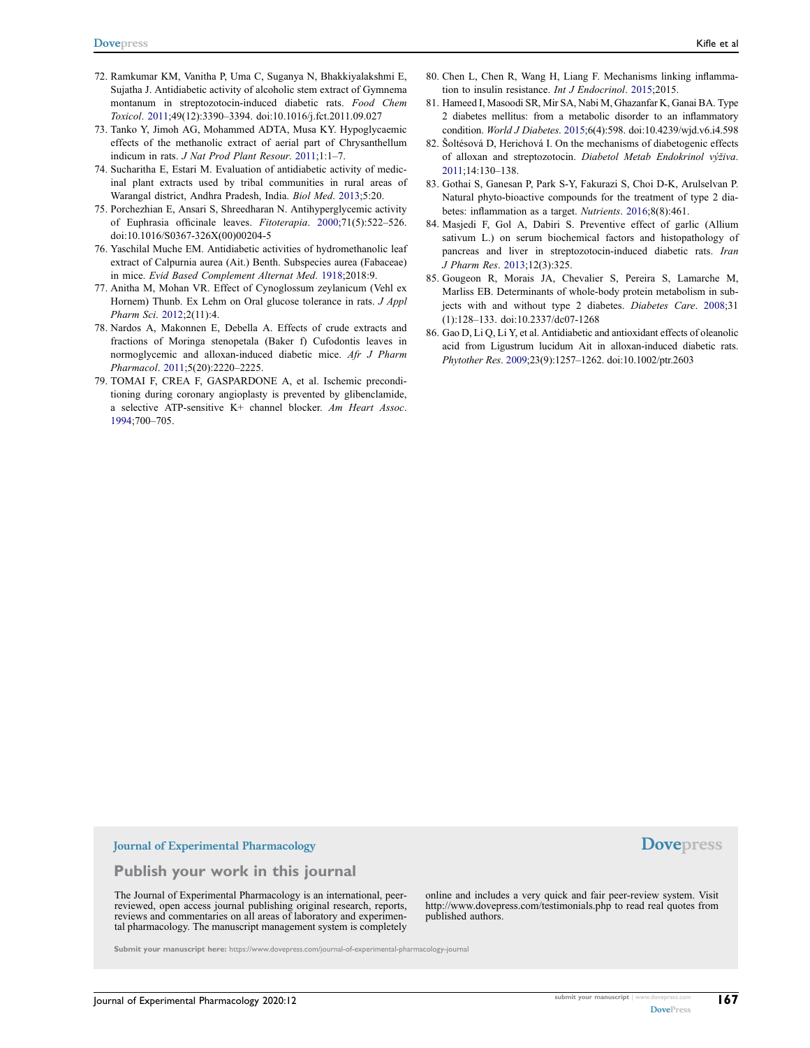72. Ramkumar KM, Vanitha P, Uma C, Suganya N, Bhakkiyalakshmi E, Sujatha J. Antidiabetic activity of alcoholic stem extract of Gymnema montanum in streptozotocin-induced diabetic rats. *Food Chem Toxicol*. 2011;49(12):3390–3394. doi:10.1016/j.fct.2011.09.027
73. Tanko Y, Jimoh AG, Mohammed ADTA, Musa KY. Hypoglycaemic effects of the methanolic extract of aerial part of Chrysanthellum indicum in rats. *J Nat Prod Plant Resour*. 2011;1:1–7.
74. Sucharitha E, Estari M. Evaluation of antidiabetic activity of medicinal plant extracts used by tribal communities in rural areas of Warangal district, Andhra Pradesh, India. *Biol Med*. 2013;5:20.
75. Porchezhian E, Ansari S, Shreedharan N. Antihyperglycemic activity of Euphrasia officinale leaves. *Fitoterapia*. 2000;71(5):522–526. doi:10.1016/S0367-326X(00)00204-5
76. Yaschilal Muche EM. Antidiabetic activities of hydromethanolic leaf extract of Calpurnia aurea (Ait.) Benth. Subspecies aurea (Fabaceae) in mice. *Evid Based Complement Alternat Med*. 1918;2018:9.
77. Anitha M, Mohan VR. Effect of Cynoglossum zeylanicum (Vehl ex Hornem) Thunb. Ex Lehm on Oral glucose tolerance in rats. *J Appl Pharm Sci*. 2012;2(11):4.
78. Nardos A, Makonnen E, Debella A. Effects of crude extracts and fractions of Moringa stenopetala (Baker f) Cufodontis leaves in normoglycemic and alloxan-induced diabetic mice. *Afr J Pharm Pharmacol*. 2011;5(20):2220–2225.
79. TOMAI F, CREA F, GASPARDONE A, et al. Ischemic preconditioning during coronary angioplasty is prevented by glibenclamide, a selective ATP-sensitive K+ channel blocker. *Am Heart Assoc*. 1994;700–705.
80. Chen L, Chen R, Wang H, Liang F. Mechanisms linking inflammation to insulin resistance. *Int J Endocrinol*. 2015;2015.
81. Hameed I, Masoodi SR, Mir SA, Nabi M, Ghazanfar K, Ganai BA. Type 2 diabetes mellitus: from a metabolic disorder to an inflammatory condition. *World J Diabetes*. 2015;6(4):598. doi:10.4239/wjd.v6.i4.598
82. Šoltésová D, Herichová I. On the mechanisms of diabetogenic effects of alloxan and streptozotocin. *Diabetol Metab Endokrinol výživa*. 2011;14:130–138.
83. Gothai S, Ganesan P, Park S-Y, Fakurazi S, Choi D-K, Arulselvan P. Natural phyto-bioactive compounds for the treatment of type 2 diabetes: inflammation as a target. *Nutrients*. 2016;8(8):461.
84. Masjedi F, Gol A, Dabiri S. Preventive effect of garlic (Allium sativum L.) on serum biochemical factors and histopathology of pancreas and liver in streptozotocin-induced diabetic rats. *Iran J Pharm Res*. 2013;12(3):325.
85. Gougeon R, Morais JA, Chevalier S, Pereira S, Lamarche M, Marliss EB. Determinants of whole-body protein metabolism in subjects with and without type 2 diabetes. *Diabetes Care*. 2008;31(1):128–133. doi:10.2337/dc07-1268
86. Gao D, Li Q, Li Y, et al. Antidiabetic and antioxidant effects of oleanolic acid from Ligustrum lucidum Ait in alloxan-induced diabetic rats. *Phytother Res*. 2009;23(9):1257–1262. doi:10.1002/ptr.2603

**Journal of Experimental Pharmacology**

**Dovepress**

## Publish your work in this journal

The Journal of Experimental Pharmacology is an international, peer-reviewed, open access journal publishing original research, reports, reviews and commentaries on all areas of laboratory and experimental pharmacology. The manuscript management system is completely online and includes a very quick and fair peer-review system. Visit http://www.dovepress.com/testimonials.php to read real quotes from published authors.

**Submit your manuscript here:** https://www.dovepress.com/journal-of-experimental-pharmacology-journal